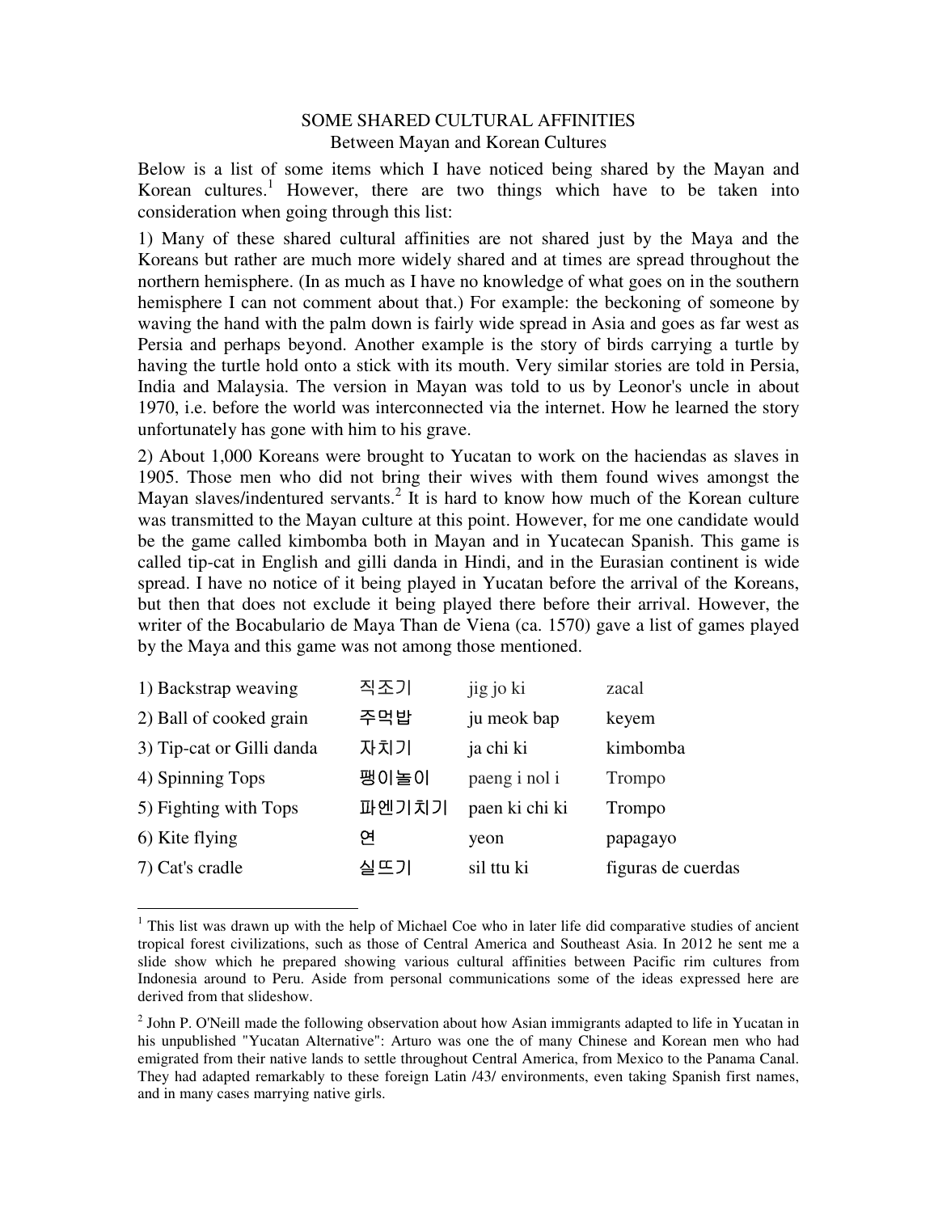# SOME SHARED CULTURAL AFFINITIES

## Between Mayan and Korean Cultures

Below is a list of some items which I have noticed being shared by the Mayan and Korean cultures.[1] However, there are two things which have to be taken into consideration when going through this list:

1) Many of these shared cultural affinities are not shared just by the Maya and the Koreans but rather are much more widely shared and at times are spread throughout the northern hemisphere. (In as much as I have no knowledge of what goes on in the southern hemisphere I can not comment about that.) For example: the beckoning of someone by waving the hand with the palm down is fairly wide spread in Asia and goes as far west as Persia and perhaps beyond. Another example is the story of birds carrying a turtle by having the turtle hold onto a stick with its mouth. Very similar stories are told in Persia, India and Malaysia. The version in Mayan was told to us by Leonor's uncle in about 1970, i.e. before the world was interconnected via the internet. How he learned the story unfortunately has gone with him to his grave.

2) About 1,000 Koreans were brought to Yucatan to work on the haciendas as slaves in 1905. Those men who did not bring their wives with them found wives amongst the Mayan slaves/indentured servants.[2] It is hard to know how much of the Korean culture was transmitted to the Mayan culture at this point. However, for me one candidate would be the game called kimbomba both in Mayan and in Yucatecan Spanish. This game is called tip-cat in English and gilli danda in Hindi, and in the Eurasian continent is wide spread. I have no notice of it being played in Yucatan before the arrival of the Koreans, but then that does not exclude it being played there before their arrival. However, the writer of the Bocabulario de Maya Than de Viena (ca. 1570) gave a list of games played by the Maya and this game was not among those mentioned.

| | | | |
|---|---|---|---|
| 1) Backstrap weaving | 직조기 | jig jo ki | zacal |
| 2) Ball of cooked grain | 주먹밥 | ju meok bap | keyem |
| 3) Tip-cat or Gilli danda | 자치기 | ja chi ki | kimbomba |
| 4) Spinning Tops | 팽이놀이 | paeng i nol i | Trompo |
| 5) Fighting with Tops | 파엔기치기 | paen ki chi ki | Trompo |
| 6) Kite flying | 연 | yeon | papagayo |
| 7) Cat's cradle | 실뜨기 | sil ttu ki | figuras de cuerdas |

---

[1] This list was drawn up with the help of Michael Coe who in later life did comparative studies of ancient tropical forest civilizations, such as those of Central America and Southeast Asia. In 2012 he sent me a slide show which he prepared showing various cultural affinities between Pacific rim cultures from Indonesia around to Peru. Aside from personal communications some of the ideas expressed here are derived from that slideshow.

[2] John P. O'Neill made the following observation about how Asian immigrants adapted to life in Yucatan in his unpublished "Yucatan Alternative": Arturo was one the of many Chinese and Korean men who had emigrated from their native lands to settle throughout Central America, from Mexico to the Panama Canal. They had adapted remarkably to these foreign Latin /43/ environments, even taking Spanish first names, and in many cases marrying native girls.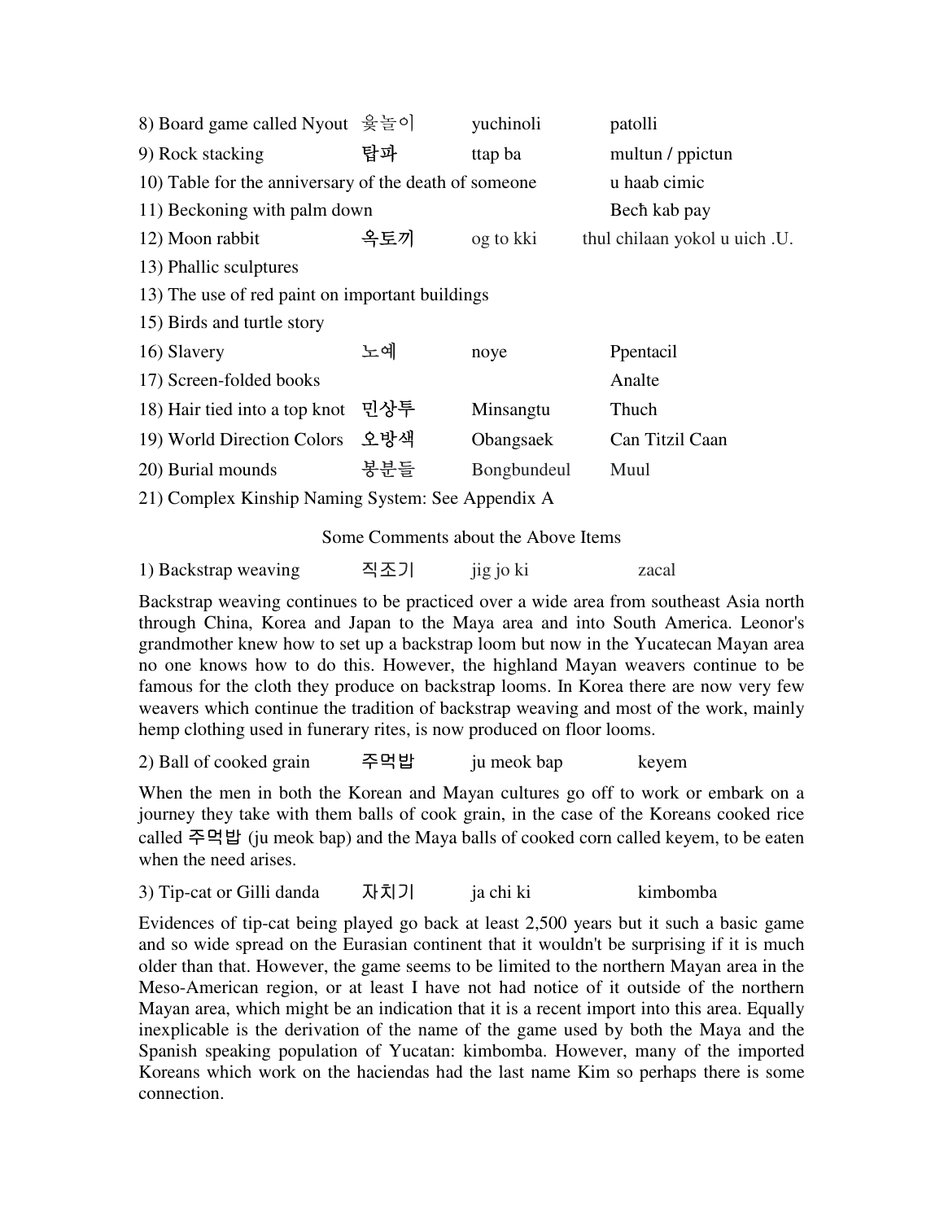| | | | |
|---|---|---|---|
| 8) Board game called Nyout | 윷놀이 | yuchinoli | patolli |
| 9) Rock stacking | 탑파 | ttap ba | multun / ppictun |
| 10) Table for the anniversary of the death of someone | | | u haab cimic |
| 11) Beckoning with palm down | | | Becħ kab pay |
| 12) Moon rabbit | 옥토끼 | og to kki | thul chilaan yokol u uich .U. |
| 13) Phallic sculptures | | | |
| 13) The use of red paint on important buildings | | | |
| 15) Birds and turtle story | | | |
| 16) Slavery | 노예 | noye | Ppentacil |
| 17) Screen-folded books | | | Analte |
| 18) Hair tied into a top knot | 민상투 | Minsangtu | Thuch |
| 19) World Direction Colors | 오방색 | Obangsaek | Can Titzil Caan |
| 20) Burial mounds | 봉분들 | Bongbundeul | Muul |
| 21) Complex Kinship Naming System: See Appendix A | | | |

Some Comments about the Above Items

1) Backstrap weaving 직조기 jig jo ki zacal

Backstrap weaving continues to be practiced over a wide area from southeast Asia north through China, Korea and Japan to the Maya area and into South America. Leonor's grandmother knew how to set up a backstrap loom but now in the Yucatecan Mayan area no one knows how to do this. However, the highland Mayan weavers continue to be famous for the cloth they produce on backstrap looms. In Korea there are now very few weavers which continue the tradition of backstrap weaving and most of the work, mainly hemp clothing used in funerary rites, is now produced on floor looms.

2) Ball of cooked grain 주먹밥 ju meok bap keyem

When the men in both the Korean and Mayan cultures go off to work or embark on a journey they take with them balls of cook grain, in the case of the Koreans cooked rice called 주먹밥 (ju meok bap) and the Maya balls of cooked corn called keyem, to be eaten when the need arises.

3) Tip-cat or Gilli danda 자치기 ja chi ki kimbomba

Evidences of tip-cat being played go back at least 2,500 years but it such a basic game and so wide spread on the Eurasian continent that it wouldn't be surprising if it is much older than that. However, the game seems to be limited to the northern Mayan area in the Meso-American region, or at least I have not had notice of it outside of the northern Mayan area, which might be an indication that it is a recent import into this area. Equally inexplicable is the derivation of the name of the game used by both the Maya and the Spanish speaking population of Yucatan: kimbomba. However, many of the imported Koreans which work on the haciendas had the last name Kim so perhaps there is some connection.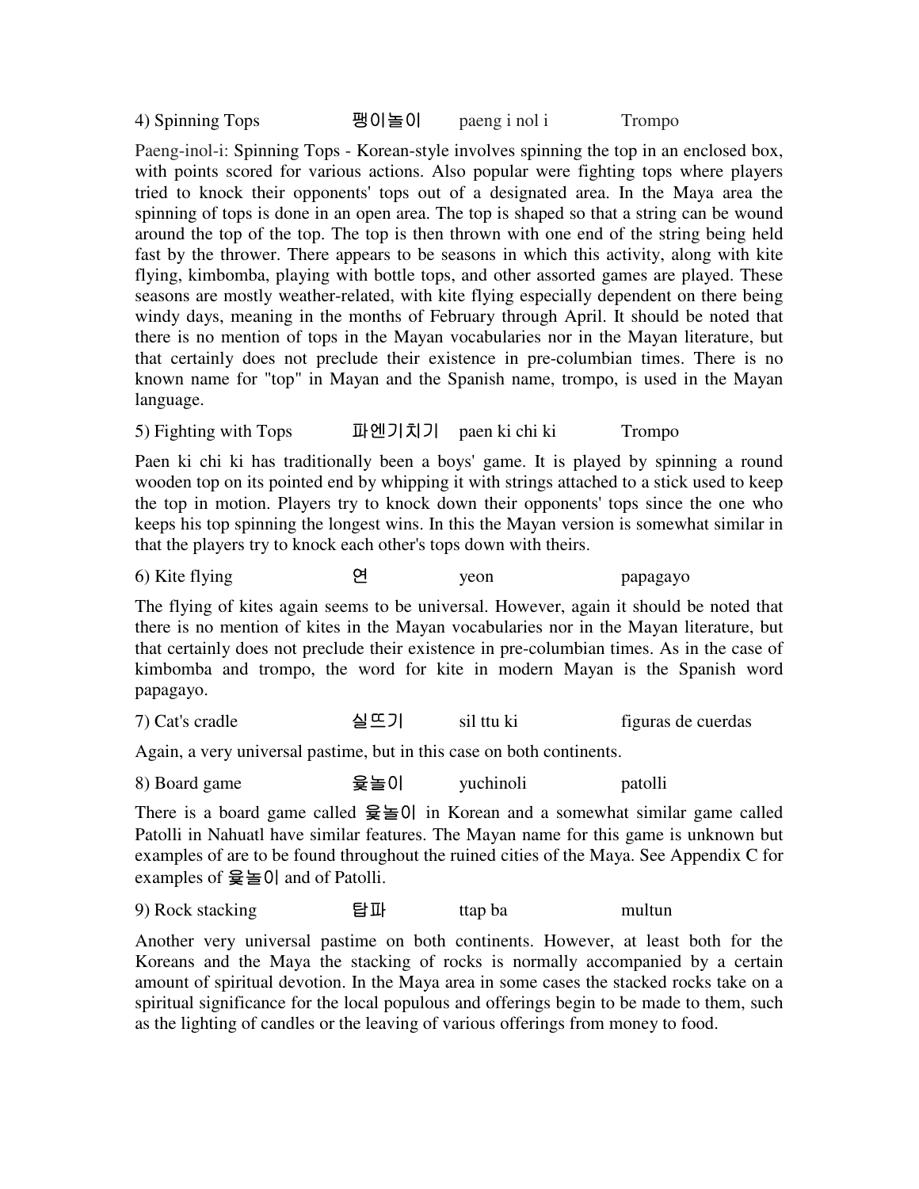4) Spinning Tops 팽이놀이 paeng i nol i Trompo

Paeng-inol-i: Spinning Tops - Korean-style involves spinning the top in an enclosed box, with points scored for various actions. Also popular were fighting tops where players tried to knock their opponents' tops out of a designated area. In the Maya area the spinning of tops is done in an open area. The top is shaped so that a string can be wound around the top of the top. The top is then thrown with one end of the string being held fast by the thrower. There appears to be seasons in which this activity, along with kite flying, kimbomba, playing with bottle tops, and other assorted games are played. These seasons are mostly weather-related, with kite flying especially dependent on there being windy days, meaning in the months of February through April. It should be noted that there is no mention of tops in the Mayan vocabularies nor in the Mayan literature, but that certainly does not preclude their existence in pre-columbian times. There is no known name for "top" in Mayan and the Spanish name, trompo, is used in the Mayan language.

5) Fighting with Tops 파엔기치기 paen ki chi ki Trompo

Paen ki chi ki has traditionally been a boys' game. It is played by spinning a round wooden top on its pointed end by whipping it with strings attached to a stick used to keep the top in motion. Players try to knock down their opponents' tops since the one who keeps his top spinning the longest wins. In this the Mayan version is somewhat similar in that the players try to knock each other's tops down with theirs.

6) Kite flying 연 yeon papagayo

The flying of kites again seems to be universal. However, again it should be noted that there is no mention of kites in the Mayan vocabularies nor in the Mayan literature, but that certainly does not preclude their existence in pre-columbian times. As in the case of kimbomba and trompo, the word for kite in modern Mayan is the Spanish word papagayo.

7) Cat's cradle 실뜨기 sil ttu ki figuras de cuerdas

Again, a very universal pastime, but in this case on both continents.

8) Board game 윷놀이 yuchinoli patolli

There is a board game called 윷놀이 in Korean and a somewhat similar game called Patolli in Nahuatl have similar features. The Mayan name for this game is unknown but examples of are to be found throughout the ruined cities of the Maya. See Appendix C for examples of 윷놀이 and of Patolli.

9) Rock stacking 탑파 ttap ba multun

Another very universal pastime on both continents. However, at least both for the Koreans and the Maya the stacking of rocks is normally accompanied by a certain amount of spiritual devotion. In the Maya area in some cases the stacked rocks take on a spiritual significance for the local populous and offerings begin to be made to them, such as the lighting of candles or the leaving of various offerings from money to food.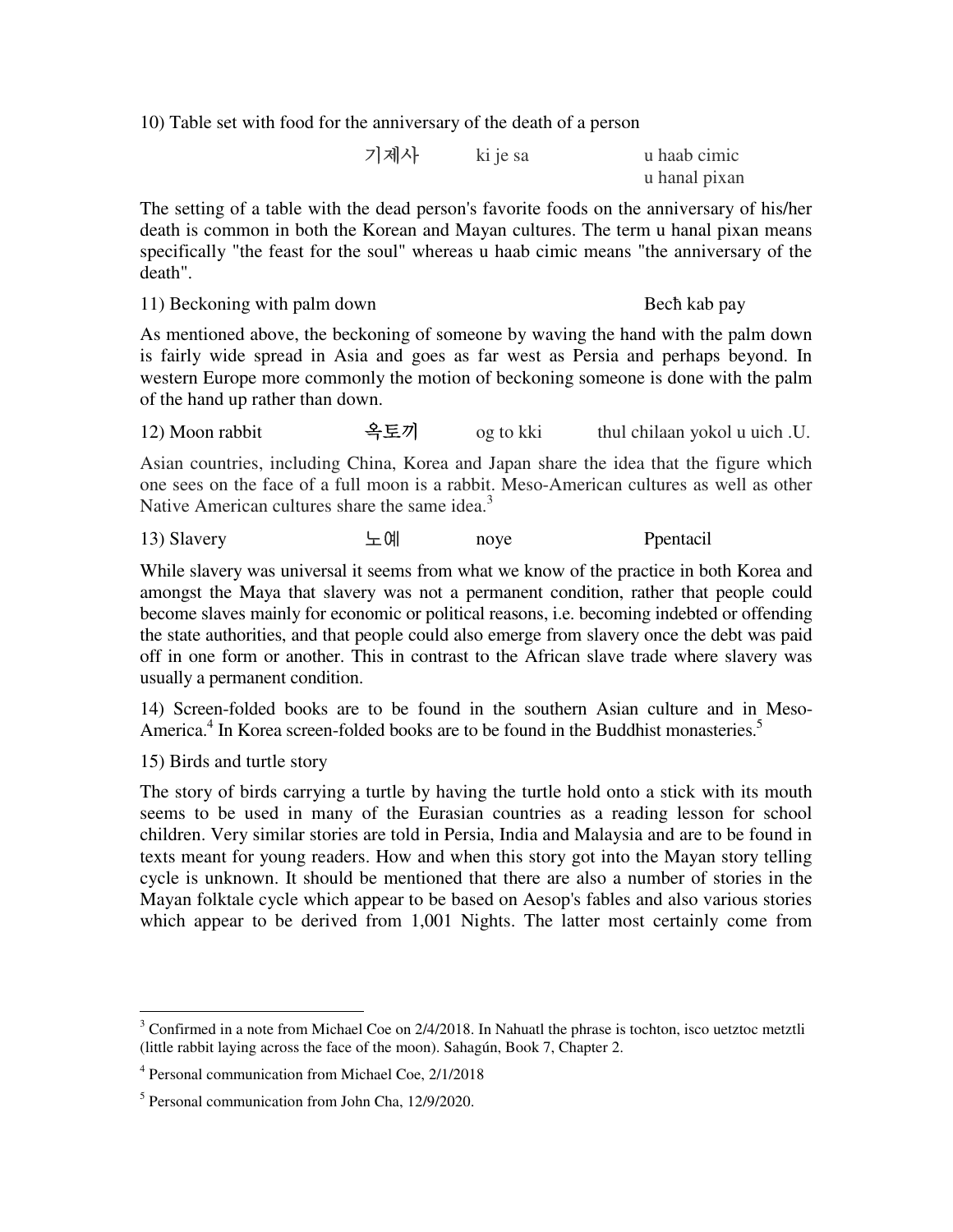10) Table set with food for the anniversary of the death of a person

| | | |
|---|---|---|
| 기제사 | ki je sa | u haab cimic<br>u hanal pixan |

The setting of a table with the dead person's favorite foods on the anniversary of his/her death is common in both the Korean and Mayan cultures. The term u hanal pixan means specifically "the feast for the soul" whereas u haab cimic means "the anniversary of the death".

11) Beckoning with palm down — Bech̄ kab pay

As mentioned above, the beckoning of someone by waving the hand with the palm down is fairly wide spread in Asia and goes as far west as Persia and perhaps beyond. In western Europe more commonly the motion of beckoning someone is done with the palm of the hand up rather than down.

12) Moon rabbit — 옥토끼 — og to kki — thul chilaan yokol u uich .U.

Asian countries, including China, Korea and Japan share the idea that the figure which one sees on the face of a full moon is a rabbit. Meso-American cultures as well as other Native American cultures share the same idea.[3]

13) Slavery — 노예 — noye — Ppentacil

While slavery was universal it seems from what we know of the practice in both Korea and amongst the Maya that slavery was not a permanent condition, rather that people could become slaves mainly for economic or political reasons, i.e. becoming indebted or offending the state authorities, and that people could also emerge from slavery once the debt was paid off in one form or another. This in contrast to the African slave trade where slavery was usually a permanent condition.

14) Screen-folded books are to be found in the southern Asian culture and in Meso-America.[4] In Korea screen-folded books are to be found in the Buddhist monasteries.[5]

15) Birds and turtle story

The story of birds carrying a turtle by having the turtle hold onto a stick with its mouth seems to be used in many of the Eurasian countries as a reading lesson for school children. Very similar stories are told in Persia, India and Malaysia and are to be found in texts meant for young readers. How and when this story got into the Mayan story telling cycle is unknown. It should be mentioned that there are also a number of stories in the Mayan folktale cycle which appear to be based on Aesop's fables and also various stories which appear to be derived from 1,001 Nights. The latter most certainly come from

---

[3] Confirmed in a note from Michael Coe on 2/4/2018. In Nahuatl the phrase is tochton, isco uetztoc metztli (little rabbit laying across the face of the moon). Sahagún, Book 7, Chapter 2.

[4] Personal communication from Michael Coe, 2/1/2018

[5] Personal communication from John Cha, 12/9/2020.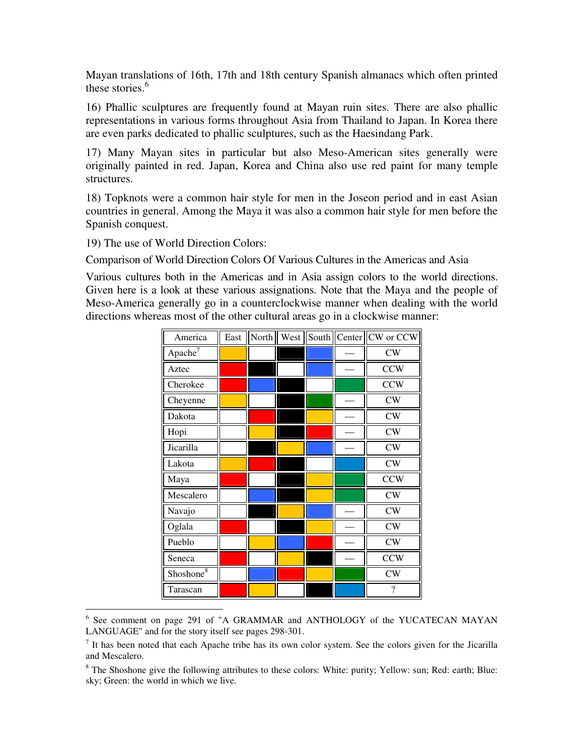Mayan translations of 16th, 17th and 18th century Spanish almanacs which often printed these stories.[6]

16) Phallic sculptures are frequently found at Mayan ruin sites. There are also phallic representations in various forms throughout Asia from Thailand to Japan. In Korea there are even parks dedicated to phallic sculptures, such as the Haesindang Park.

17) Many Mayan sites in particular but also Meso-American sites generally were originally painted in red. Japan, Korea and China also use red paint for many temple structures.

18) Topknots were a common hair style for men in the Joseon period and in east Asian countries in general. Among the Maya it was also a common hair style for men before the Spanish conquest.

19) The use of World Direction Colors:

Comparison of World Direction Colors Of Various Cultures in the Americas and Asia

Various cultures both in the Americas and in Asia assign colors to the world directions. Given here is a look at these various assignations. Note that the Maya and the people of Meso-America generally go in a counterclockwise manner when dealing with the world directions whereas most of the other cultural areas go in a clockwise manner:

| America | East | North | West | South | Center | CW or CCW |
|---|---|---|---|---|---|---|
| Apache[7] | (yellow) | (white) | (black) | (blue) | — | CW |
| Aztec | (red) | (black) | (white) | (blue) | — | CCW |
| Cherokee | (red) | (blue) | (black) | (white) | (green) | CCW |
| Cheyenne | (yellow) | (white) | (black) | (green) | — | CW |
| Dakota | (white) | (red) | (black) | (yellow) | — | CW |
| Hopi | (white) | (yellow) | (black) | (red) | — | CW |
| Jicarilla | (white) | (black) | (yellow) | (blue) | — | CW |
| Lakota | (yellow) | (red) | (black) | (white) | (blue) | CW |
| Maya | (red) | (white) | (black) | (yellow) | (green) | CCW |
| Mescalero | (white) | (blue) | (black) | (yellow) | (green) | CW |
| Navajo | (white) | (black) | (yellow) | (blue) | — | CW |
| Oglala | (red) | (white) | (black) | (yellow) | — | CW |
| Pueblo | (white) | (yellow) | (blue) | (red) | — | CW |
| Seneca | (red) | (white) | (yellow) | (black) | — | CCW |
| Shoshone[8] | (white) | (blue) | (red) | (yellow) | (green) | CW |
| Tarascan | (red) | (yellow) | (white) | (black) | (blue) | ? |

---

[6] See comment on page 291 of "A GRAMMAR and ANTHOLOGY of the YUCATECAN MAYAN LANGUAGE" and for the story itself see pages 298-301.

[7] It has been noted that each Apache tribe has its own color system. See the colors given for the Jicarilla and Mescalero.

[8] The Shoshone give the following attributes to these colors: White: purity; Yellow: sun; Red: earth; Blue: sky; Green: the world in which we live.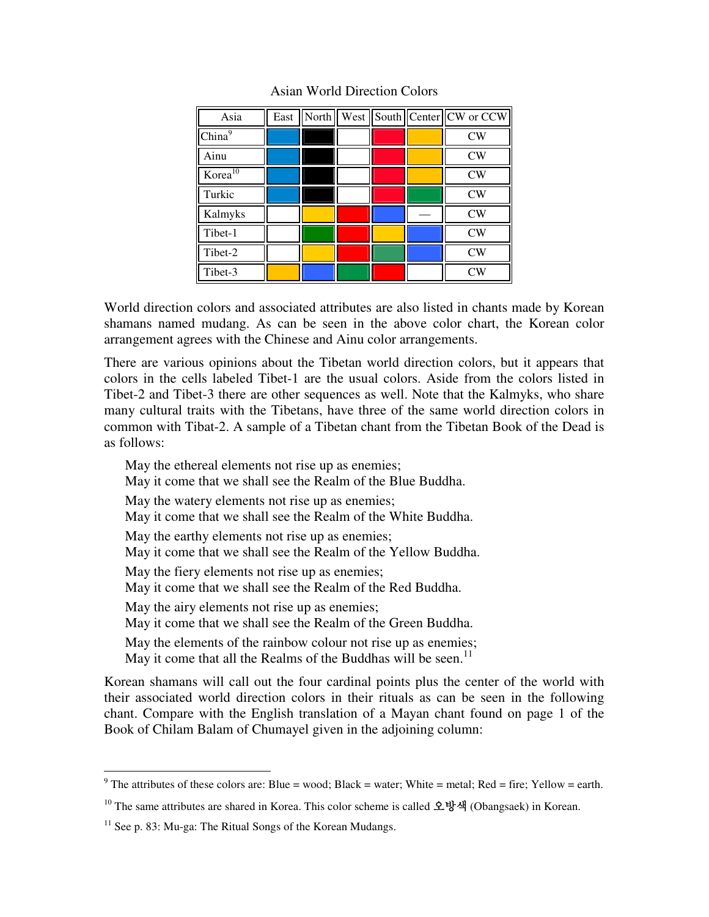Asian World Direction Colors

| Asia | East | North | West | South | Center | CW or CCW |
|---|---|---|---|---|---|---|
| China[9] | Blue | Black | White | Red | Yellow | CW |
| Ainu | Blue | Black | White | Red | Yellow | CW |
| Korea[10] | Blue | Black | White | Red | Yellow | CW |
| Turkic | Blue | Black | White | Red | Green | CW |
| Kalmyks | White | Yellow | Red | Blue | — | CW |
| Tibet-1 | White | Green | Red | Yellow | Blue | CW |
| Tibet-2 | White | Yellow | Red | Green | Blue | CW |
| Tibet-3 | Yellow | Blue | Green | Red | White | CW |

World direction colors and associated attributes are also listed in chants made by Korean shamans named mudang. As can be seen in the above color chart, the Korean color arrangement agrees with the Chinese and Ainu color arrangements.

There are various opinions about the Tibetan world direction colors, but it appears that colors in the cells labeled Tibet-1 are the usual colors. Aside from the colors listed in Tibet-2 and Tibet-3 there are other sequences as well. Note that the Kalmyks, who share many cultural traits with the Tibetans, have three of the same world direction colors in common with Tibat-2. A sample of a Tibetan chant from the Tibetan Book of the Dead is as follows:

> May the ethereal elements not rise up as enemies;
> May it come that we shall see the Realm of the Blue Buddha.
>
> May the watery elements not rise up as enemies;
> May it come that we shall see the Realm of the White Buddha.
>
> May the earthy elements not rise up as enemies;
> May it come that we shall see the Realm of the Yellow Buddha.
>
> May the fiery elements not rise up as enemies;
> May it come that we shall see the Realm of the Red Buddha.
>
> May the airy elements not rise up as enemies;
> May it come that we shall see the Realm of the Green Buddha.
>
> May the elements of the rainbow colour not rise up as enemies;
> May it come that all the Realms of the Buddhas will be seen.[11]

Korean shamans will call out the four cardinal points plus the center of the world with their associated world direction colors in their rituals as can be seen in the following chant. Compare with the English translation of a Mayan chant found on page 1 of the Book of Chilam Balam of Chumayel given in the adjoining column:

---

[9] The attributes of these colors are: Blue = wood; Black = water; White = metal; Red = fire; Yellow = earth.

[10] The same attributes are shared in Korea. This color scheme is called 오방색 (Obangsaek) in Korean.

[11] See p. 83: Mu-ga: The Ritual Songs of the Korean Mudangs.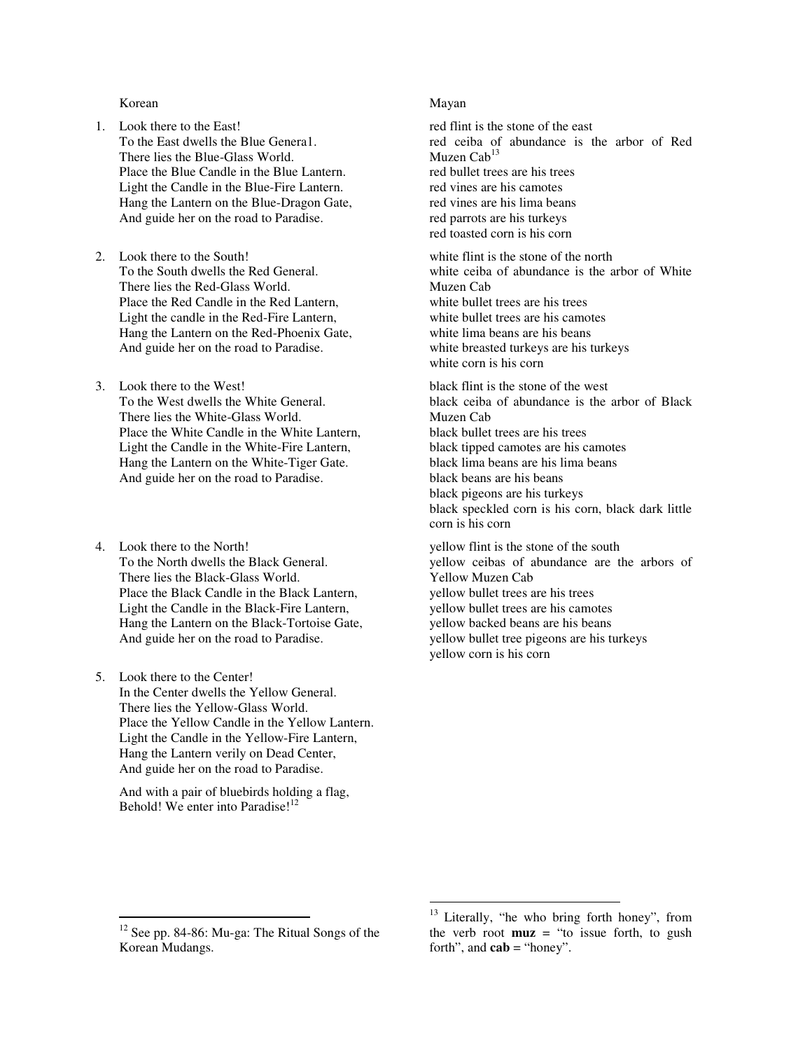Korean

1. Look there to the East!
   To the East dwells the Blue Genera1.
   There lies the Blue-Glass World.
   Place the Blue Candle in the Blue Lantern.
   Light the Candle in the Blue-Fire Lantern.
   Hang the Lantern on the Blue-Dragon Gate,
   And guide her on the road to Paradise.

2. Look there to the South!
   To the South dwells the Red General.
   There lies the Red-Glass World.
   Place the Red Candle in the Red Lantern,
   Light the candle in the Red-Fire Lantern,
   Hang the Lantern on the Red-Phoenix Gate,
   And guide her on the road to Paradise.

3. Look there to the West!
   To the West dwells the White General.
   There lies the White-Glass World.
   Place the White Candle in the White Lantern,
   Light the Candle in the White-Fire Lantern,
   Hang the Lantern on the White-Tiger Gate.
   And guide her on the road to Paradise.

4. Look there to the North!
   To the North dwells the Black General.
   There lies the Black-Glass World.
   Place the Black Candle in the Black Lantern,
   Light the Candle in the Black-Fire Lantern,
   Hang the Lantern on the Black-Tortoise Gate,
   And guide her on the road to Paradise.

5. Look there to the Center!
   In the Center dwells the Yellow General.
   There lies the Yellow-Glass World.
   Place the Yellow Candle in the Yellow Lantern.
   Light the Candle in the Yellow-Fire Lantern,
   Hang the Lantern verily on Dead Center,
   And guide her on the road to Paradise.

   And with a pair of bluebirds holding a flag,
   Behold! We enter into Paradise![12]

Mayan

red flint is the stone of the east
red ceiba of abundance is the arbor of Red Muzen Cab[13]
red bullet trees are his trees
red vines are his camotes
red vines are his lima beans
red parrots are his turkeys
red toasted corn is his corn

white flint is the stone of the north
white ceiba of abundance is the arbor of White Muzen Cab
white bullet trees are his trees
white bullet trees are his camotes
white lima beans are his beans
white breasted turkeys are his turkeys
white corn is his corn

black flint is the stone of the west
black ceiba of abundance is the arbor of Black Muzen Cab
black bullet trees are his trees
black tipped camotes are his camotes
black lima beans are his lima beans
black beans are his beans
black pigeons are his turkeys
black speckled corn is his corn, black dark little corn is his corn

yellow flint is the stone of the south
yellow ceibas of abundance are the arbors of Yellow Muzen Cab
yellow bullet trees are his trees
yellow bullet trees are his camotes
yellow backed beans are his beans
yellow bullet tree pigeons are his turkeys
yellow corn is his corn

---

[12] See pp. 84-86: Mu-ga: The Ritual Songs of the Korean Mudangs.

[13] Literally, "he who bring forth honey", from the verb root **muz** = "to issue forth, to gush forth", and **cab** = "honey".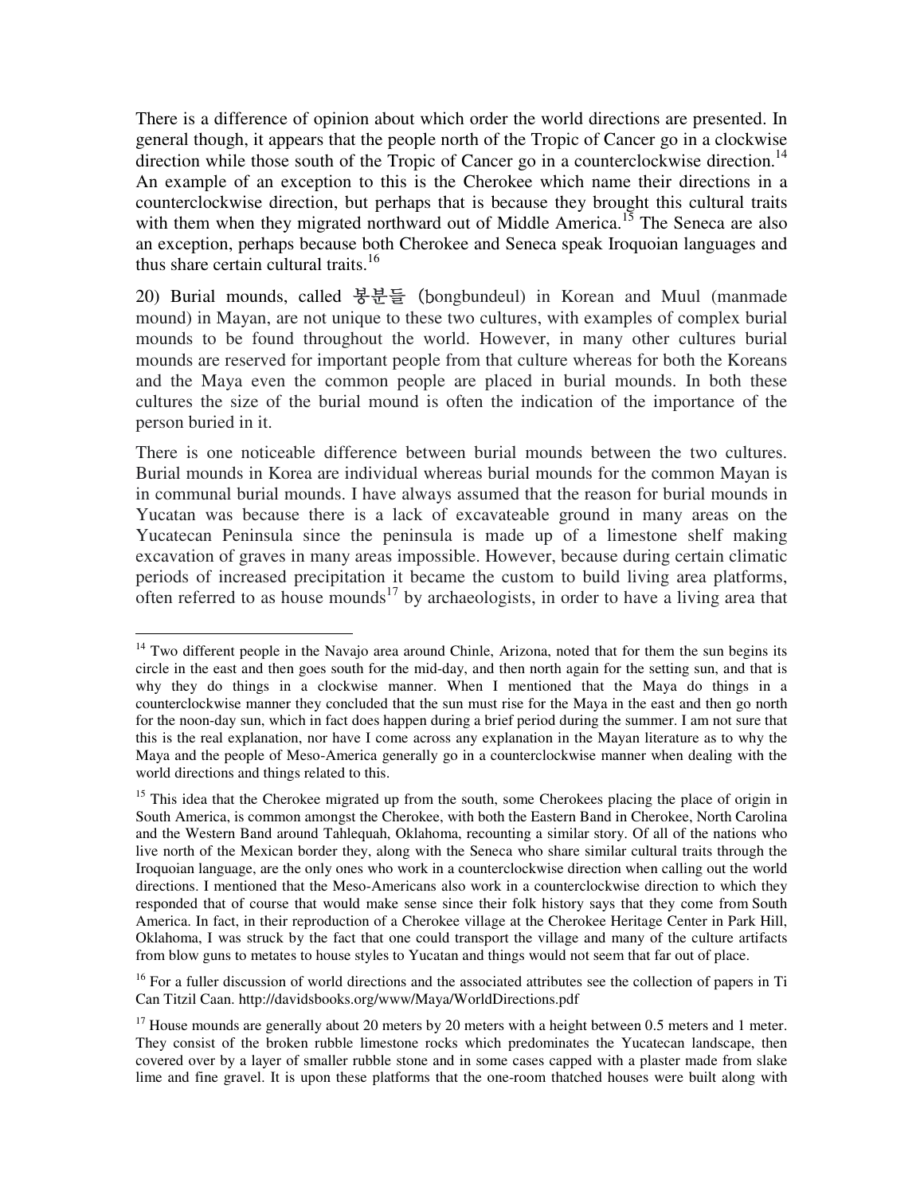There is a difference of opinion about which order the world directions are presented. In general though, it appears that the people north of the Tropic of Cancer go in a clockwise direction while those south of the Tropic of Cancer go in a counterclockwise direction.[14] An example of an exception to this is the Cherokee which name their directions in a counterclockwise direction, but perhaps that is because they brought this cultural traits with them when they migrated northward out of Middle America.[15] The Seneca are also an exception, perhaps because both Cherokee and Seneca speak Iroquoian languages and thus share certain cultural traits.[16]

20) Burial mounds, called 봉분들 (bongbundeul) in Korean and Muul (manmade mound) in Mayan, are not unique to these two cultures, with examples of complex burial mounds to be found throughout the world. However, in many other cultures burial mounds are reserved for important people from that culture whereas for both the Koreans and the Maya even the common people are placed in burial mounds. In both these cultures the size of the burial mound is often the indication of the importance of the person buried in it.

There is one noticeable difference between burial mounds between the two cultures. Burial mounds in Korea are individual whereas burial mounds for the common Mayan is in communal burial mounds. I have always assumed that the reason for burial mounds in Yucatan was because there is a lack of excavateable ground in many areas on the Yucatecan Peninsula since the peninsula is made up of a limestone shelf making excavation of graves in many areas impossible. However, because during certain climatic periods of increased precipitation it became the custom to build living area platforms, often referred to as house mounds[17] by archaeologists, in order to have a living area that

---

[14] Two different people in the Navajo area around Chinle, Arizona, noted that for them the sun begins its circle in the east and then goes south for the mid-day, and then north again for the setting sun, and that is why they do things in a clockwise manner. When I mentioned that the Maya do things in a counterclockwise manner they concluded that the sun must rise for the Maya in the east and then go north for the noon-day sun, which in fact does happen during a brief period during the summer. I am not sure that this is the real explanation, nor have I come across any explanation in the Mayan literature as to why the Maya and the people of Meso-America generally go in a counterclockwise manner when dealing with the world directions and things related to this.

[15] This idea that the Cherokee migrated up from the south, some Cherokees placing the place of origin in South America, is common amongst the Cherokee, with both the Eastern Band in Cherokee, North Carolina and the Western Band around Tahlequah, Oklahoma, recounting a similar story. Of all of the nations who live north of the Mexican border they, along with the Seneca who share similar cultural traits through the Iroquoian language, are the only ones who work in a counterclockwise direction when calling out the world directions. I mentioned that the Meso-Americans also work in a counterclockwise direction to which they responded that of course that would make sense since their folk history says that they come from South America. In fact, in their reproduction of a Cherokee village at the Cherokee Heritage Center in Park Hill, Oklahoma, I was struck by the fact that one could transport the village and many of the culture artifacts from blow guns to metates to house styles to Yucatan and things would not seem that far out of place.

[16] For a fuller discussion of world directions and the associated attributes see the collection of papers in Ti Can Titzil Caan. http://davidsbooks.org/www/Maya/WorldDirections.pdf

[17] House mounds are generally about 20 meters by 20 meters with a height between 0.5 meters and 1 meter. They consist of the broken rubble limestone rocks which predominates the Yucatecan landscape, then covered over by a layer of smaller rubble stone and in some cases capped with a plaster made from slake lime and fine gravel. It is upon these platforms that the one-room thatched houses were built along with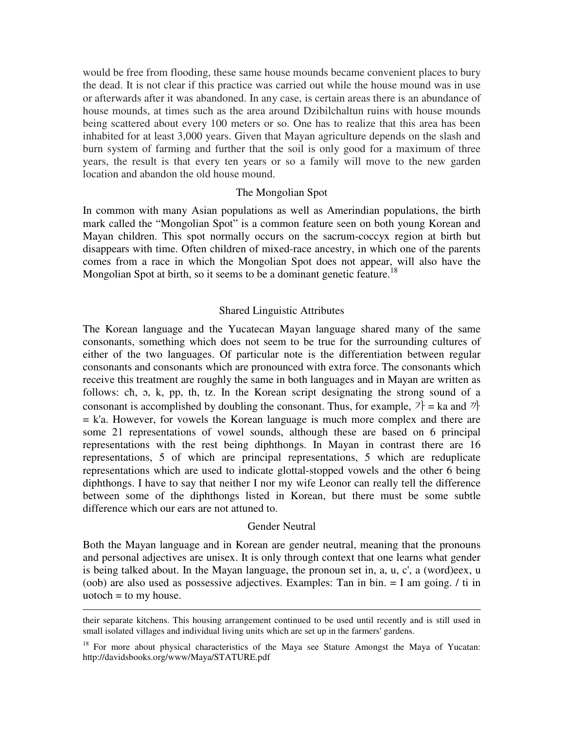would be free from flooding, these same house mounds became convenient places to bury the dead. It is not clear if this practice was carried out while the house mound was in use or afterwards after it was abandoned. In any case, is certain areas there is an abundance of house mounds, at times such as the area around Dzibilchaltun ruins with house mounds being scattered about every 100 meters or so. One has to realize that this area has been inhabited for at least 3,000 years. Given that Mayan agriculture depends on the slash and burn system of farming and further that the soil is only good for a maximum of three years, the result is that every ten years or so a family will move to the new garden location and abandon the old house mound.

## The Mongolian Spot

In common with many Asian populations as well as Amerindian populations, the birth mark called the "Mongolian Spot" is a common feature seen on both young Korean and Mayan children. This spot normally occurs on the sacrum-coccyx region at birth but disappears with time. Often children of mixed-race ancestry, in which one of the parents comes from a race in which the Mongolian Spot does not appear, will also have the Mongolian Spot at birth, so it seems to be a dominant genetic feature.[18]

## Shared Linguistic Attributes

The Korean language and the Yucatecan Mayan language shared many of the same consonants, something which does not seem to be true for the surrounding cultures of either of the two languages. Of particular note is the differentiation between regular consonants and consonants which are pronounced with extra force. The consonants which receive this treatment are roughly the same in both languages and in Mayan are written as follows: cħ, ɔ, k, pp, th, tz. In the Korean script designating the strong sound of a consonant is accomplished by doubling the consonant. Thus, for example, 가 = ka and 까 = k'a. However, for vowels the Korean language is much more complex and there are some 21 representations of vowel sounds, although these are based on 6 principal representations with the rest being diphthongs. In Mayan in contrast there are 16 representations, 5 of which are principal representations, 5 which are reduplicate representations which are used to indicate glottal-stopped vowels and the other 6 being diphthongs. I have to say that neither I nor my wife Leonor can really tell the difference between some of the diphthongs listed in Korean, but there must be some subtle difference which our ears are not attuned to.

## Gender Neutral

Both the Mayan language and in Korean are gender neutral, meaning that the pronouns and personal adjectives are unisex. It is only through context that one learns what gender is being talked about. In the Mayan language, the pronoun set in, a, u, c', a (word)eex, u (oob) are also used as possessive adjectives. Examples: Tan in bin. = I am going. / ti in uotoch = to my house.

---

their separate kitchens. This housing arrangement continued to be used until recently and is still used in small isolated villages and individual living units which are set up in the farmers' gardens.

[18] For more about physical characteristics of the Maya see Stature Amongst the Maya of Yucatan: http://davidsbooks.org/www/Maya/STATURE.pdf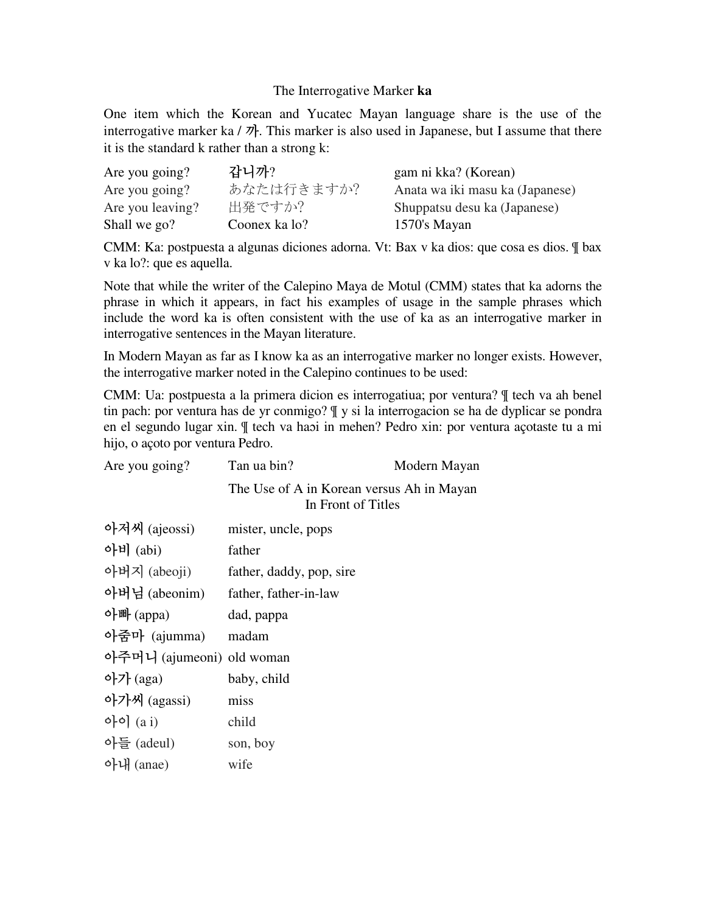## The Interrogative Marker **ka**

One item which the Korean and Yucatec Mayan language share is the use of the interrogative marker ka / 까. This marker is also used in Japanese, but I assume that there it is the standard k rather than a strong k:

| | | |
|---|---|---|
| Are you going? | 갑니까? | gam ni kka? (Korean) |
| Are you going? | あなたは行きますか? | Anata wa iki masu ka (Japanese) |
| Are you leaving? | 出発ですか? | Shuppatsu desu ka (Japanese) |
| Shall we go? | Coonex ka lo? | 1570's Mayan |

CMM: Ka: postpuesta a algunas diciones adorna. Vt: Bax v ka dios: que cosa es dios. ¶ bax v ka lo?: que es aquella.

Note that while the writer of the Calepino Maya de Motul (CMM) states that ka adorns the phrase in which it appears, in fact his examples of usage in the sample phrases which include the word ka is often consistent with the use of ka as an interrogative marker in interrogative sentences in the Mayan literature.

In Modern Mayan as far as I know ka as an interrogative marker no longer exists. However, the interrogative marker noted in the Calepino continues to be used:

CMM: Ua: postpuesta a la primera dicion es interrogatiua; por ventura? ¶ tech va ah benel tin pach: por ventura has de yr conmigo? ¶ y si la interrogacion se ha de dyplicar se pondra en el segundo lugar xin. ¶ tech va haɔi in mehen? Pedro xin: por ventura açotaste tu a mi hijo, o açoto por ventura Pedro.

| | | |
|---|---|---|
| Are you going? | Tan ua bin? | Modern Mayan |

### The Use of A in Korean versus Ah in Mayan In Front of Titles

| | |
|---|---|
| 아저씨 (ajeossi) | mister, uncle, pops |
| 아비 (abi) | father |
| 아버지 (abeoji) | father, daddy, pop, sire |
| 아버님 (abeonim) | father, father-in-law |
| 아빠 (appa) | dad, pappa |
| 아줌마 (ajumma) | madam |
| 아주머니 (ajumeoni) | old woman |
| 아가 (aga) | baby, child |
| 아가씨 (agassi) | miss |
| 아이 (a i) | child |
| 아들 (adeul) | son, boy |
| 아내 (anae) | wife |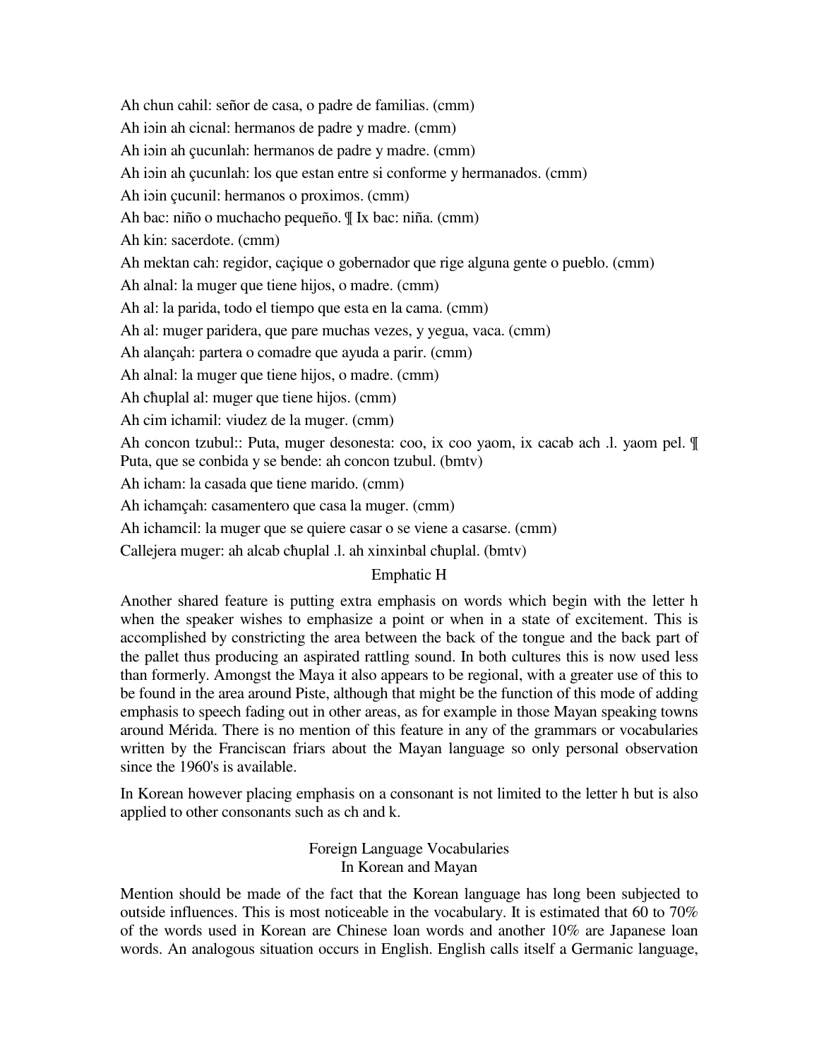Ah chun cahil: señor de casa, o padre de familias. (cmm)

Ah iɔin ah cicnal: hermanos de padre y madre. (cmm)

Ah iɔin ah çucunlah: hermanos de padre y madre. (cmm)

Ah iɔin ah çucunlah: los que estan entre si conforme y hermanados. (cmm)

Ah iɔin çucunil: hermanos o proximos. (cmm)

Ah bac: niño o muchacho pequeño. ¶ Ix bac: niña. (cmm)

Ah kin: sacerdote. (cmm)

Ah mektan cah: regidor, caçique o gobernador que rige alguna gente o pueblo. (cmm)

Ah alnal: la muger que tiene hijos, o madre. (cmm)

Ah al: la parida, todo el tiempo que esta en la cama. (cmm)

Ah al: muger paridera, que pare muchas vezes, y yegua, vaca. (cmm)

Ah alançah: partera o comadre que ayuda a parir. (cmm)

Ah alnal: la muger que tiene hijos, o madre. (cmm)

Ah cħuplal al: muger que tiene hijos. (cmm)

Ah cim ichamil: viudez de la muger. (cmm)

Ah concon tzubul:: Puta, muger desonesta: coo, ix coo yaom, ix cacab ach .l. yaom pel. ¶ Puta, que se conbida y se bende: ah concon tzubul. (bmtv)

Ah icham: la casada que tiene marido. (cmm)

Ah ichamçah: casamentero que casa la muger. (cmm)

Ah ichamcil: la muger que se quiere casar o se viene a casarse. (cmm)

Callejera muger: ah alcab cħuplal .l. ah xinxinbal cħuplal. (bmtv)

## Emphatic H

Another shared feature is putting extra emphasis on words which begin with the letter h when the speaker wishes to emphasize a point or when in a state of excitement. This is accomplished by constricting the area between the back of the tongue and the back part of the pallet thus producing an aspirated rattling sound. In both cultures this is now used less than formerly. Amongst the Maya it also appears to be regional, with a greater use of this to be found in the area around Piste, although that might be the function of this mode of adding emphasis to speech fading out in other areas, as for example in those Mayan speaking towns around Mérida. There is no mention of this feature in any of the grammars or vocabularies written by the Franciscan friars about the Mayan language so only personal observation since the 1960's is available.

In Korean however placing emphasis on a consonant is not limited to the letter h but is also applied to other consonants such as ch and k.

## Foreign Language Vocabularies In Korean and Mayan

Mention should be made of the fact that the Korean language has long been subjected to outside influences. This is most noticeable in the vocabulary. It is estimated that 60 to 70% of the words used in Korean are Chinese loan words and another 10% are Japanese loan words. An analogous situation occurs in English. English calls itself a Germanic language,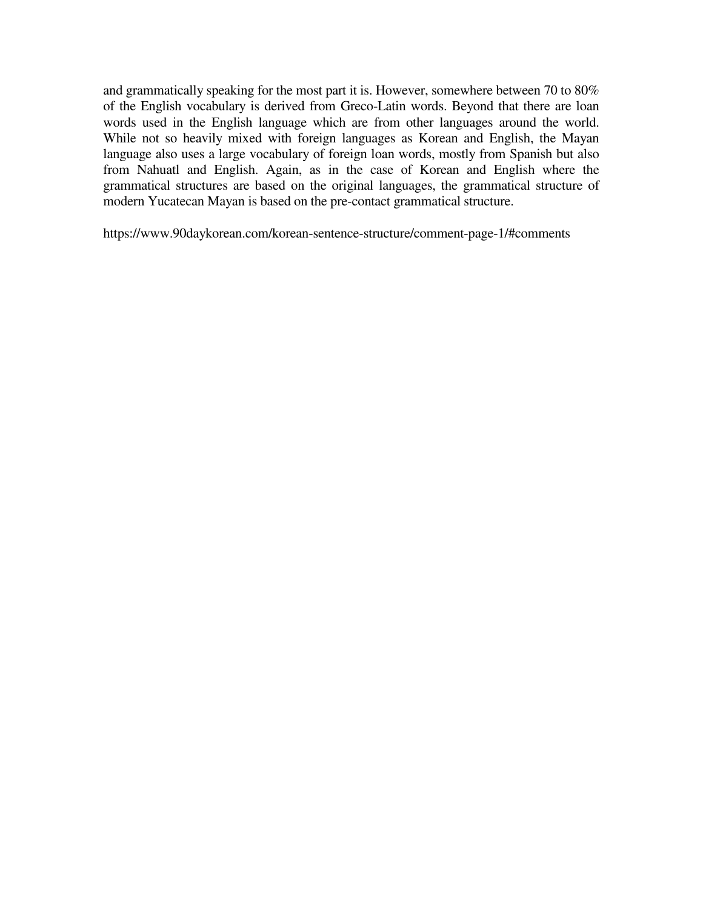and grammatically speaking for the most part it is. However, somewhere between 70 to 80% of the English vocabulary is derived from Greco-Latin words. Beyond that there are loan words used in the English language which are from other languages around the world. While not so heavily mixed with foreign languages as Korean and English, the Mayan language also uses a large vocabulary of foreign loan words, mostly from Spanish but also from Nahuatl and English. Again, as in the case of Korean and English where the grammatical structures are based on the original languages, the grammatical structure of modern Yucatecan Mayan is based on the pre-contact grammatical structure.

https://www.90daykorean.com/korean-sentence-structure/comment-page-1/#comments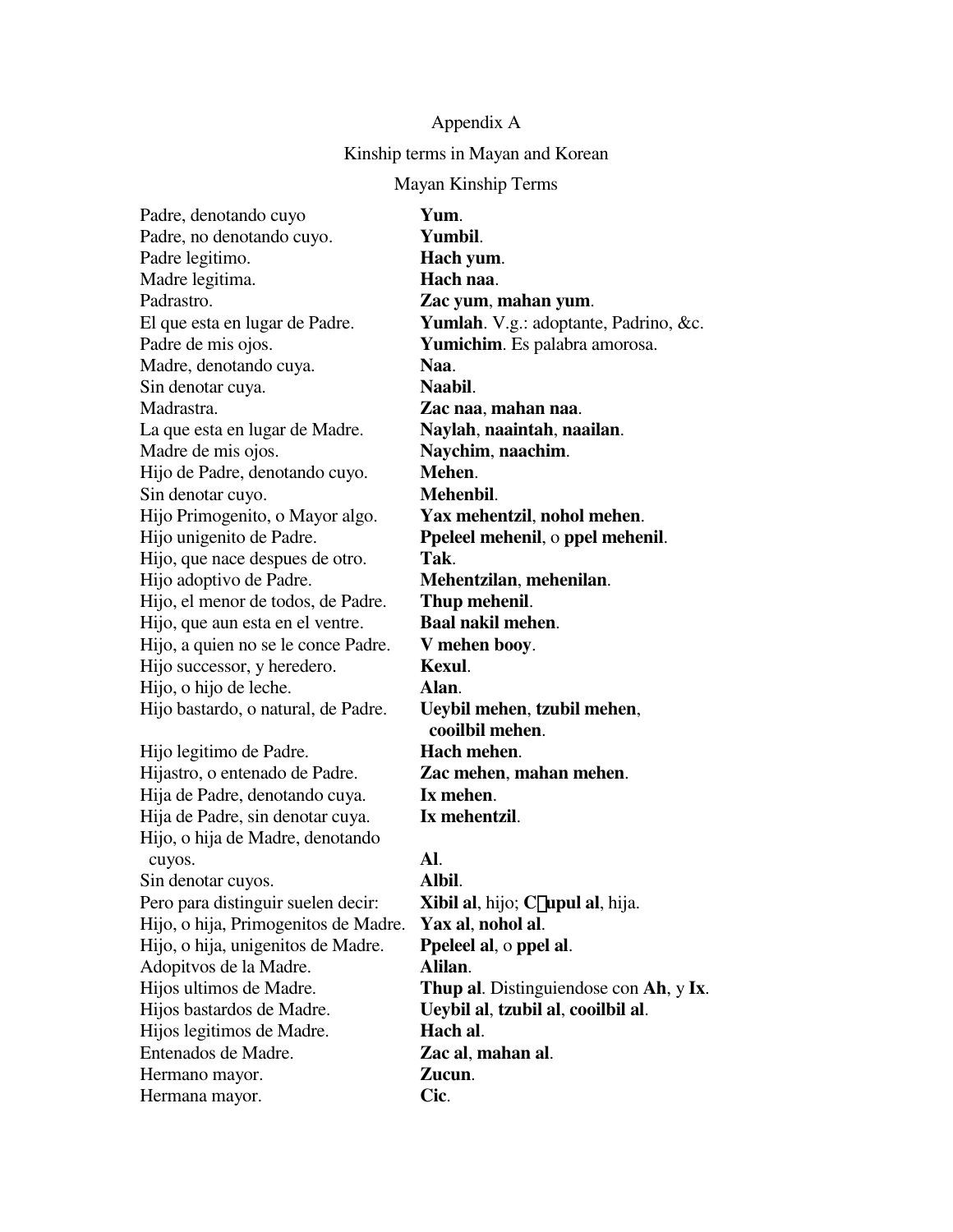Appendix A

Kinship terms in Mayan and Korean

Mayan Kinship Terms

| | |
|---|---|
| Padre, denotando cuyo | **Yum**. |
| Padre, no denotando cuyo. | **Yumbil**. |
| Padre legitimo. | **Hach yum**. |
| Madre legitima. | **Hach naa**. |
| Padrastro. | **Zac yum**, **mahan yum**. |
| El que esta en lugar de Padre. | **Yumlah**. V.g.: adoptante, Padrino, &c. |
| Padre de mis ojos. | **Yumichim**. Es palabra amorosa. |
| Madre, denotando cuya. | **Naa**. |
| Sin denotar cuya. | **Naabil**. |
| Madrastra. | **Zac naa**, **mahan naa**. |
| La que esta en lugar de Madre. | **Naylah**, **naaintah**, **naailan**. |
| Madre de mis ojos. | **Naychim**, **naachim**. |
| Hijo de Padre, denotando cuyo. | **Mehen**. |
| Sin denotar cuyo. | **Mehenbil**. |
| Hijo Primogenito, o Mayor algo. | **Yax mehentzil**, **nohol mehen**. |
| Hijo unigenito de Padre. | **Ppeleel mehenil**, o **ppel mehenil**. |
| Hijo, que nace despues de otro. | **Tak**. |
| Hijo adoptivo de Padre. | **Mehentzilan**, **mehenilan**. |
| Hijo, el menor de todos, de Padre. | **Thup mehenil**. |
| Hijo, que aun esta en el ventre. | **Baal nakil mehen**. |
| Hijo, a quien no se le conce Padre. | **V mehen booy**. |
| Hijo successor, y heredero. | **Kexul**. |
| Hijo, o hijo de leche. | **Alan**. |
| Hijo bastardo, o natural, de Padre. | **Ueybil mehen**, **tzubil mehen**, **cooilbil mehen**. |
| Hijo legitimo de Padre. | **Hach mehen**. |
| Hijastro, o entenado de Padre. | **Zac mehen**, **mahan mehen**. |
| Hija de Padre, denotando cuya. | **Ix mehen**. |
| Hija de Padre, sin denotar cuya. | **Ix mehentzil**. |
| Hijo, o hija de Madre, denotando cuyos. | **Al**. |
| Sin denotar cuyos. | **Albil**. |
| Pero para distinguir suelen decir: | **Xibil al**, hijo; **C upul al**, hija. |
| Hijo, o hija, Primogenitos de Madre. | **Yax al**, **nohol al**. |
| Hijo, o hija, unigenitos de Madre. | **Ppeleel al**, o **ppel al**. |
| Adopitvos de la Madre. | **Alilan**. |
| Hijos ultimos de Madre. | **Thup al**. Distinguiendose con **Ah**, y **Ix**. |
| Hijos bastardos de Madre. | **Ueybil al**, **tzubil al**, **cooilbil al**. |
| Hijos legitimos de Madre. | **Hach al**. |
| Entenados de Madre. | **Zac al**, **mahan al**. |
| Hermano mayor. | **Zucun**. |
| Hermana mayor. | **Cic**. |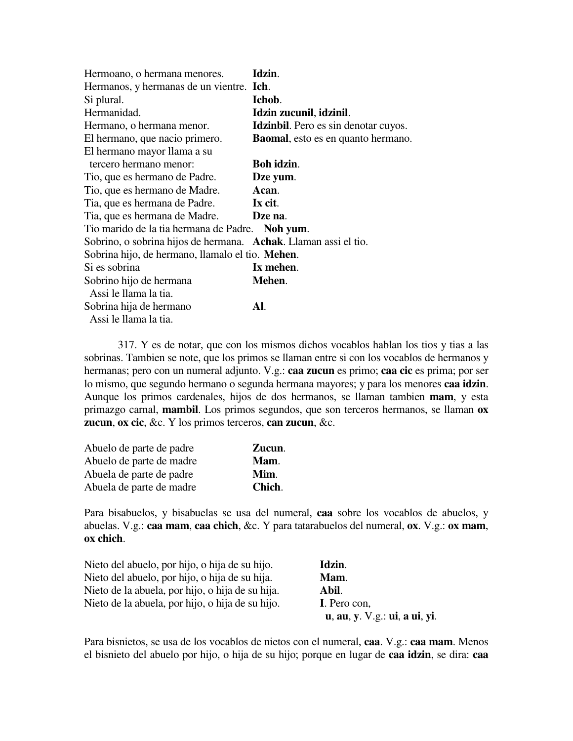Hermoano, o hermana menores. **Idzin**.
Hermanos, y hermanas de un vientre. **Ich**.
Si plural. **Ichob**.
Hermanidad. **Idzin zucunil**, **idzinil**.
Hermano, o hermana menor. **Idzinbil**. Pero es sin denotar cuyos.
El hermano, que nacio primero. **Baomal**, esto es en quanto hermano.
El hermano mayor llama a su tercero hermano menor: **Boh idzin**.
Tio, que es hermano de Padre. **Dze yum**.
Tio, que es hermano de Madre. **Acan**.
Tia, que es hermana de Padre. **Ix cit**.
Tia, que es hermana de Madre. **Dze na**.
Tio marido de la tia hermana de Padre. **Noh yum**.
Sobrino, o sobrina hijos de hermana. **Achak**. Llaman assi el tio.
Sobrina hijo, de hermano, llamalo el tio. **Mehen**.
Si es sobrina **Ix mehen**.
Sobrino hijo de hermana **Mehen**.
Assi le llama la tia.
Sobrina hija de hermano **Al**.
Assi le llama la tia.

317. Y es de notar, que con los mismos dichos vocablos hablan los tios y tias a las sobrinas. Tambien se note, que los primos se llaman entre si con los vocablos de hermanos y hermanas; pero con un numeral adjunto. V.g.: **caa zucun** es primo; **caa cic** es prima; por ser lo mismo, que segundo hermano o segunda hermana mayores; y para los menores **caa idzin**. Aunque los primos cardenales, hijos de dos hermanos, se llaman tambien **mam**, y esta primazgo carnal, **mambil**. Los primos segundos, que son terceros hermanos, se llaman **ox zucun**, **ox cic**, &c. Y los primos terceros, **can zucun**, &c.

Abuelo de parte de padre **Zucun**.
Abuelo de parte de madre **Mam**.
Abuela de parte de padre **Mim**.
Abuela de parte de madre **Chich**.

Para bisabuelos, y bisabuelas se usa del numeral, **caa** sobre los vocablos de abuelos, y abuelas. V.g.: **caa mam**, **caa chich**, &c. Y para tatarabuelos del numeral, **ox**. V.g.: **ox mam**, **ox chich**.

Nieto del abuelo, por hijo, o hija de su hijo. **Idzin**.
Nieto del abuelo, por hijo, o hija de su hija. **Mam**.
Nieto de la abuela, por hijo, o hija de su hija. **Abil**.
Nieto de la abuela, por hijo, o hija de su hijo. **I**. Pero con, **u**, **au**, **y**. V.g.: **ui**, **a ui**, **yi**.

Para bisnietos, se usa de los vocablos de nietos con el numeral, **caa**. V.g.: **caa mam**. Menos el bisnieto del abuelo por hijo, o hija de su hijo; porque en lugar de **caa idzin**, se dira: **caa**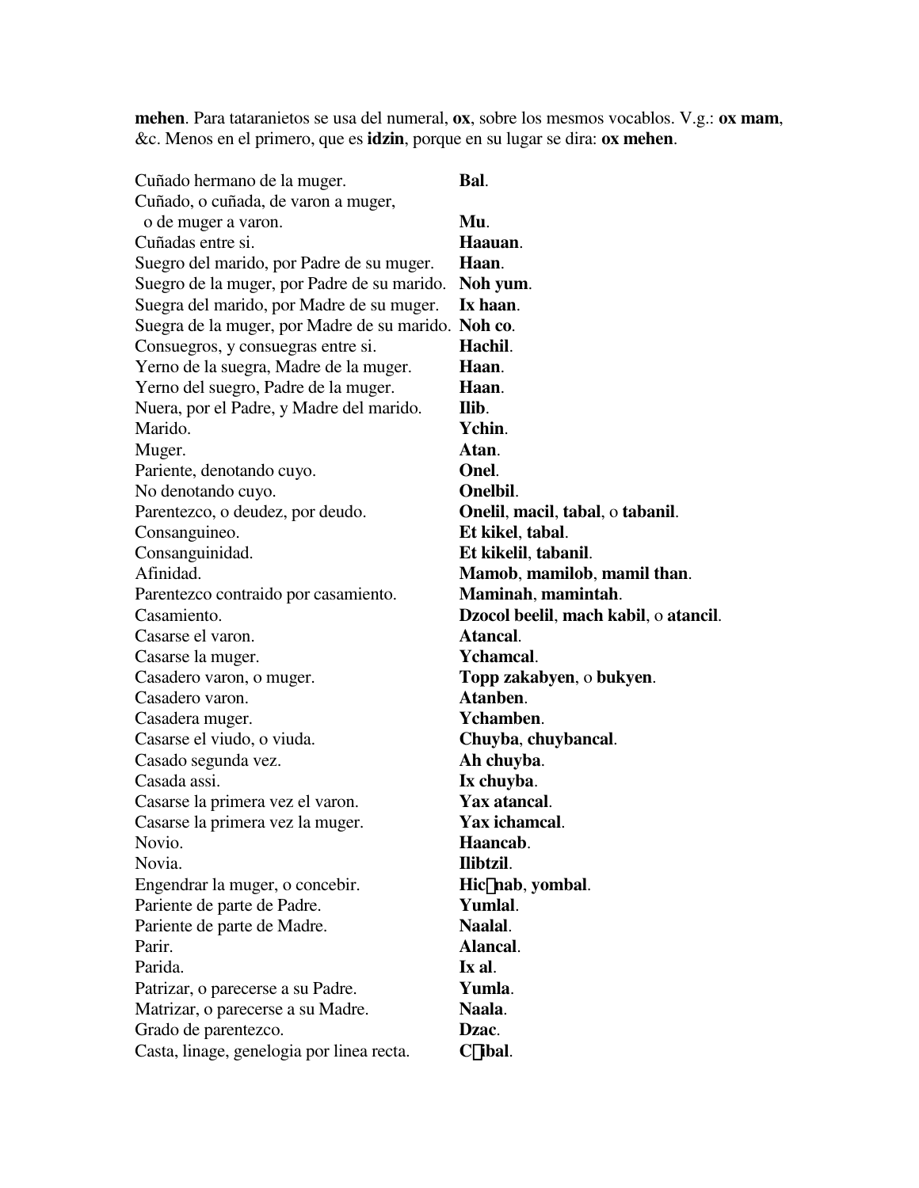**mehen**. Para tataranietos se usa del numeral, **ox**, sobre los mesmos vocablos. V.g.: **ox mam**, &c. Menos en el primero, que es **idzin**, porque en su lugar se dira: **ox mehen**.

| | |
|---|---|
| Cuñado hermano de la muger. | **Bal**. |
| Cuñado, o cuñada, de varon a muger, o de muger a varon. | **Mu**. |
| Cuñadas entre si. | **Haauan**. |
| Suegro del marido, por Padre de su muger. | **Haan**. |
| Suegro de la muger, por Padre de su marido. | **Noh yum**. |
| Suegra del marido, por Madre de su muger. | **Ix haan**. |
| Suegra de la muger, por Madre de su marido. | **Noh co**. |
| Consuegros, y consuegras entre si. | **Hachil**. |
| Yerno de la suegra, Madre de la muger. | **Haan**. |
| Yerno del suegro, Padre de la muger. | **Haan**. |
| Nuera, por el Padre, y Madre del marido. | **Ilib**. |
| Marido. | **Ychin**. |
| Muger. | **Atan**. |
| Pariente, denotando cuyo. | **Onel**. |
| No denotando cuyo. | **Onelbil**. |
| Parentezco, o deudez, por deudo. | **Onelil**, **macil**, **tabal**, o **tabanil**. |
| Consanguineo. | **Et kikel**, **tabal**. |
| Consanguinidad. | **Et kikelil**, **tabanil**. |
| Afinidad. | **Mamob**, **mamilob**, **mamil than**. |
| Parentezco contraido por casamiento. | **Maminah**, **mamintah**. |
| Casamiento. | **Dzocol beelil**, **mach kabil**, o **atancil**. |
| Casarse el varon. | **Atancal**. |
| Casarse la muger. | **Ychamcal**. |
| Casadero varon, o muger. | **Topp zakabyen**, o **bukyen**. |
| Casadero varon. | **Atanben**. |
| Casadera muger. | **Ychamben**. |
| Casarse el viudo, o viuda. | **Chuyba**, **chuybancal**. |
| Casado segunda vez. | **Ah chuyba**. |
| Casada assi. | **Ix chuyba**. |
| Casarse la primera vez el varon. | **Yax atancal**. |
| Casarse la primera vez la muger. | **Yax ichamcal**. |
| Novio. | **Haancab**. |
| Novia. | **Ilibtzil**. |
| Engendrar la muger, o concebir. | **Hic nab**, **yombal**. |
| Pariente de parte de Padre. | **Yumlal**. |
| Pariente de parte de Madre. | **Naalal**. |
| Parir. | **Alancal**. |
| Parida. | **Ix al**. |
| Patrizar, o parecerse a su Padre. | **Yumla**. |
| Matrizar, o parecerse a su Madre. | **Naala**. |
| Grado de parentezco. | **Dzac**. |
| Casta, linage, genelogia por linea recta. | **C ibal**. |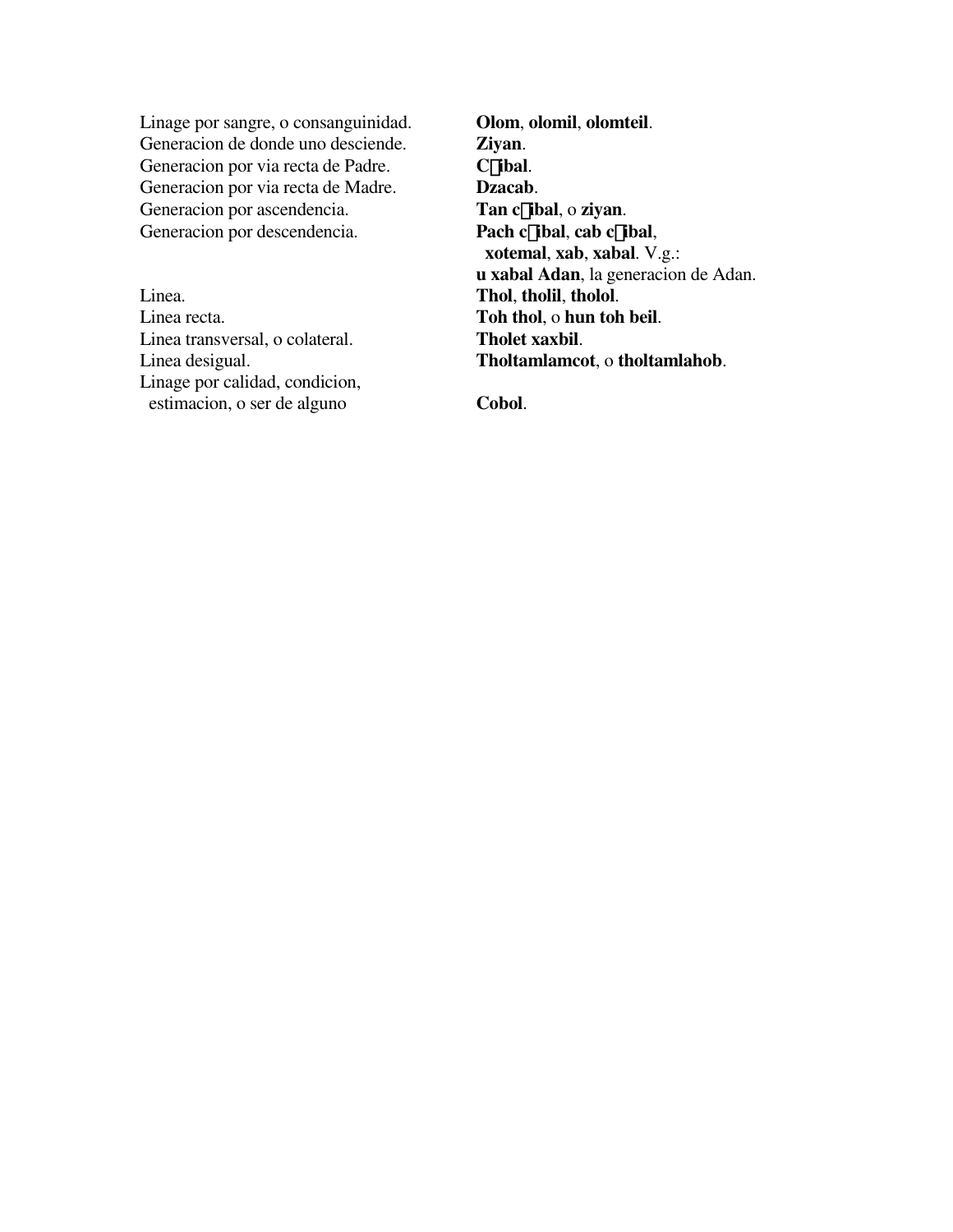| | |
|---|---|
| Linage por sangre, o consanguinidad. | **Olom**, **olomil**, **olomteil**. |
| Generacion de donde uno desciende. | **Ziyan**. |
| Generacion por via recta de Padre. | **C�ibal**. |
| Generacion por via recta de Madre. | **Dzacab**. |
| Generacion por ascendencia. | **Tan c�ibal**, o **ziyan**. |
| Generacion por descendencia. | **Pach c�ibal**, **cab c�ibal**, **xotemal**, **xab**, **xabal**. V.g.: **u xabal Adan**, la generacion de Adan. |
| Linea. | **Thol**, **tholil**, **tholol**. |
| Linea recta. | **Toh thol**, o **hun toh beil**. |
| Linea transversal, o colateral. | **Tholet xaxbil**. |
| Linea desigual. | **Tholtamlamcot**, o **tholtamlahob**. |
| Linage por calidad, condicion, estimacion, o ser de alguno | **Cobol**. |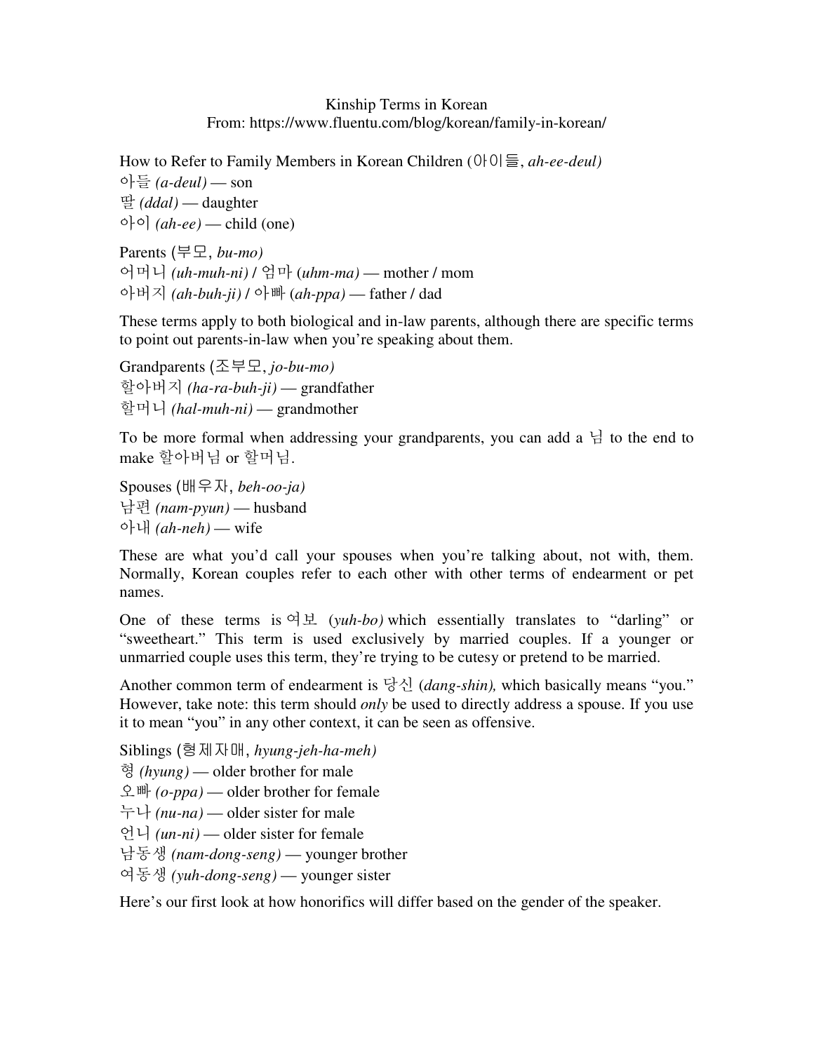Kinship Terms in Korean
From: https://www.fluentu.com/blog/korean/family-in-korean/

How to Refer to Family Members in Korean Children (아이들, *ah-ee-deul)*
아들 *(a-deul)* — son
딸 *(ddal)* — daughter
아이 *(ah-ee)* — child (one)

Parents (부모, *bu-mo)*
어머니 *(uh-muh-ni)* / 엄마 (*uhm-ma)* — mother / mom
아버지 *(ah-buh-ji)* / 아빠 (*ah-ppa)* — father / dad

These terms apply to both biological and in-law parents, although there are specific terms to point out parents-in-law when you're speaking about them.

Grandparents (조부모, *jo-bu-mo)*
할아버지 *(ha-ra-buh-ji)* — grandfather
할머니 *(hal-muh-ni)* — grandmother

To be more formal when addressing your grandparents, you can add a 님 to the end to make 할아버님 or 할머님.

Spouses (배우자, *beh-oo-ja)*
남편 *(nam-pyun)* — husband
아내 *(ah-neh)* — wife

These are what you'd call your spouses when you're talking about, not with, them. Normally, Korean couples refer to each other with other terms of endearment or pet names.

One of these terms is 여보 (*yuh-bo)* which essentially translates to "darling" or "sweetheart." This term is used exclusively by married couples. If a younger or unmarried couple uses this term, they're trying to be cutesy or pretend to be married.

Another common term of endearment is 당신 (*dang-shin),* which basically means "you." However, take note: this term should *only* be used to directly address a spouse. If you use it to mean "you" in any other context, it can be seen as offensive.

Siblings (형제자매, *hyung-jeh-ha-meh)*
형 *(hyung)* — older brother for male
오빠 *(o-ppa)* — older brother for female
누나 *(nu-na)* — older sister for male
언니 *(un-ni)* — older sister for female
남동생 *(nam-dong-seng)* — younger brother
여동생 *(yuh-dong-seng)* — younger sister

Here's our first look at how honorifics will differ based on the gender of the speaker.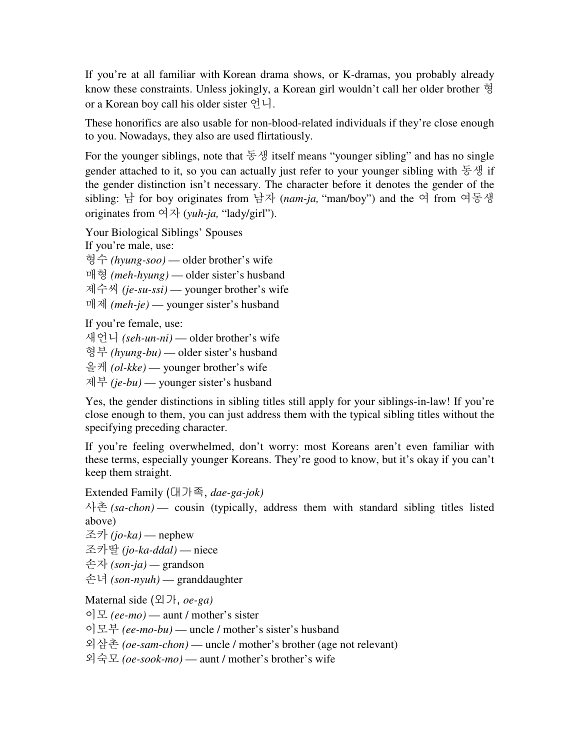If you're at all familiar with Korean drama shows, or K-dramas, you probably already know these constraints. Unless jokingly, a Korean girl wouldn't call her older brother 형 or a Korean boy call his older sister 언니.

These honorifics are also usable for non-blood-related individuals if they're close enough to you. Nowadays, they also are used flirtatiously.

For the younger siblings, note that 동생 itself means "younger sibling" and has no single gender attached to it, so you can actually just refer to your younger sibling with 동생 if the gender distinction isn't necessary. The character before it denotes the gender of the sibling: 남 for boy originates from 남자 (*nam-ja,* "man/boy") and the 여 from 여동생 originates from 여자 (*yuh-ja,* "lady/girl").

### Your Biological Siblings' Spouses

If you're male, use:

형수 *(hyung-soo)* — older brother's wife
매형 *(meh-hyung)* — older sister's husband
제수씨 *(je-su-ssi)* — younger brother's wife
매제 *(meh-je)* — younger sister's husband

If you're female, use:

새언니 *(seh-un-ni)* — older brother's wife
형부 *(hyung-bu)* — older sister's husband
올케 *(ol-kke)* — younger brother's wife
제부 *(je-bu)* — younger sister's husband

Yes, the gender distinctions in sibling titles still apply for your siblings-in-law! If you're close enough to them, you can just address them with the typical sibling titles without the specifying preceding character.

If you're feeling overwhelmed, don't worry: most Koreans aren't even familiar with these terms, especially younger Koreans. They're good to know, but it's okay if you can't keep them straight.

### Extended Family (대가족, *dae-ga-jok)*

사촌 *(sa-chon)* — cousin (typically, address them with standard sibling titles listed above)
조카 *(jo-ka)* — nephew
조카딸 *(jo-ka-ddal)* — niece
손자 *(son-ja)* — grandson
손녀 *(son-nyuh)* — granddaughter

### Maternal side (외가, *oe-ga)*

이모 *(ee-mo)* — aunt / mother's sister
이모부 *(ee-mo-bu)* — uncle / mother's sister's husband
외삼촌 *(oe-sam-chon)* — uncle / mother's brother (age not relevant)
외숙모 *(oe-sook-mo)* — aunt / mother's brother's wife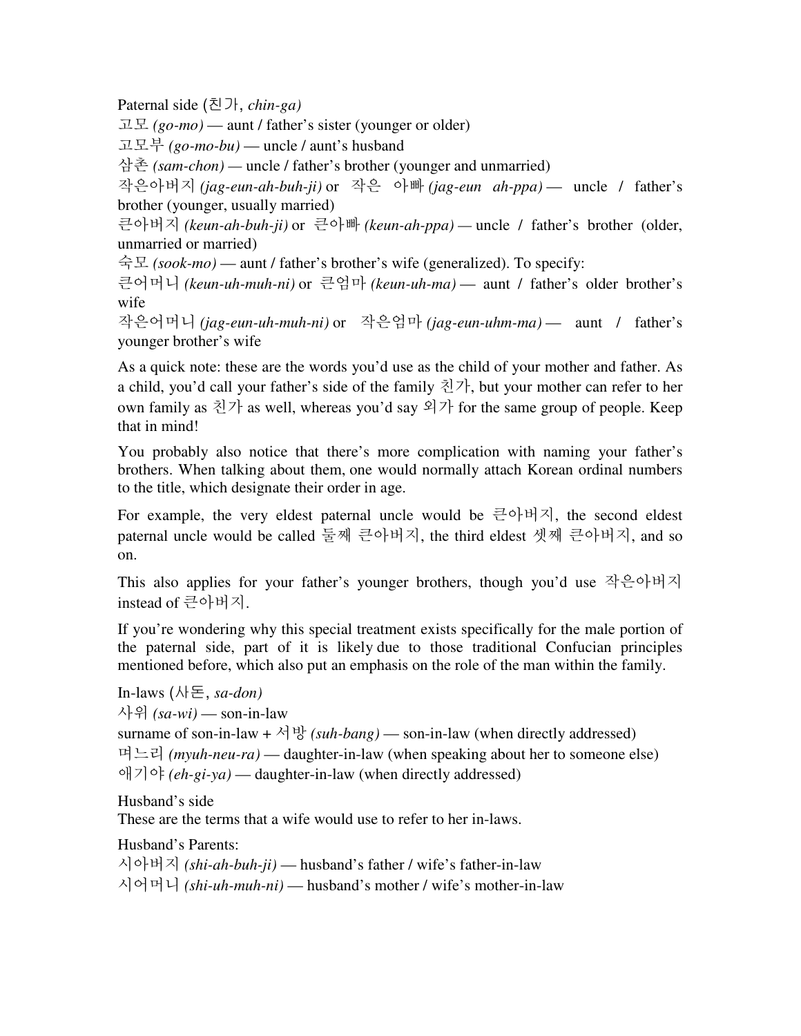Paternal side (친가, *chin-ga)*

고모 *(go-mo)* — aunt / father's sister (younger or older)
고모부 *(go-mo-bu)* — uncle / aunt's husband
삼촌 *(sam-chon)* — uncle / father's brother (younger and unmarried)
작은아버지 *(jag-eun-ah-buh-ji)* or 작은 아빠 *(jag-eun ah-ppa)* — uncle / father's brother (younger, usually married)
큰아버지 *(keun-ah-buh-ji)* or 큰아빠 *(keun-ah-ppa)* — uncle / father's brother (older, unmarried or married)
숙모 *(sook-mo)* — aunt / father's brother's wife (generalized). To specify:
큰어머니 *(keun-uh-muh-ni)* or 큰엄마 *(keun-uh-ma)* — aunt / father's older brother's wife
작은어머니 *(jag-eun-uh-muh-ni)* or 작은엄마 *(jag-eun-uhm-ma)* — aunt / father's younger brother's wife

As a quick note: these are the words you'd use as the child of your mother and father. As a child, you'd call your father's side of the family 친가, but your mother can refer to her own family as 친가 as well, whereas you'd say 외가 for the same group of people. Keep that in mind!

You probably also notice that there's more complication with naming your father's brothers. When talking about them, one would normally attach Korean ordinal numbers to the title, which designate their order in age.

For example, the very eldest paternal uncle would be 큰아버지, the second eldest paternal uncle would be called 둘째 큰아버지, the third eldest 셋째 큰아버지, and so on.

This also applies for your father's younger brothers, though you'd use 작은아버지 instead of 큰아버지.

If you're wondering why this special treatment exists specifically for the male portion of the paternal side, part of it is likely due to those traditional Confucian principles mentioned before, which also put an emphasis on the role of the man within the family.

In-laws (사돈, *sa-don)*

사위 *(sa-wi)* — son-in-law
surname of son-in-law + 서방 *(suh-bang)* — son-in-law (when directly addressed)
며느리 *(myuh-neu-ra)* — daughter-in-law (when speaking about her to someone else)
애기야 *(eh-gi-ya)* — daughter-in-law (when directly addressed)

Husband's side

These are the terms that a wife would use to refer to her in-laws.

Husband's Parents:

시아버지 *(shi-ah-buh-ji)* — husband's father / wife's father-in-law
시어머니 *(shi-uh-muh-ni)* — husband's mother / wife's mother-in-law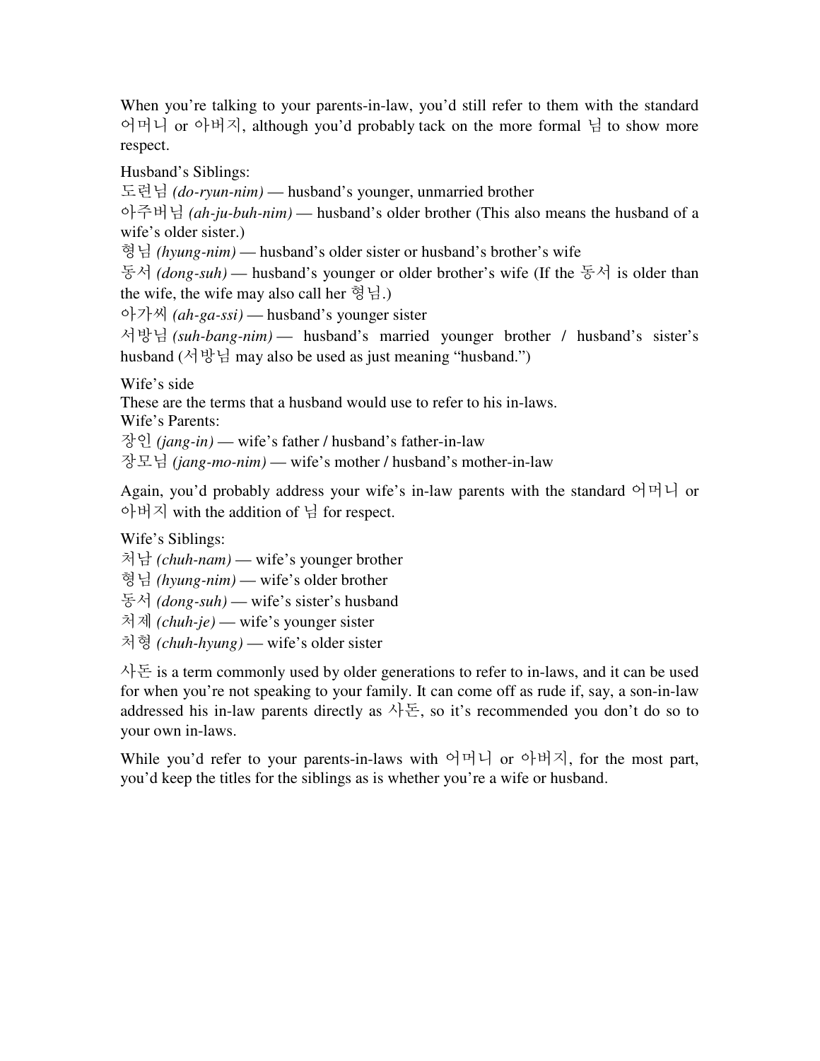When you're talking to your parents-in-law, you'd still refer to them with the standard 어머니 or 아버지, although you'd probably tack on the more formal 님 to show more respect.

Husband's Siblings:
도련님 *(do-ryun-nim)* — husband's younger, unmarried brother
아주버님 *(ah-ju-buh-nim)* — husband's older brother (This also means the husband of a wife's older sister.)
형님 *(hyung-nim)* — husband's older sister or husband's brother's wife
동서 *(dong-suh)* — husband's younger or older brother's wife (If the 동서 is older than the wife, the wife may also call her 형님.)
아가씨 *(ah-ga-ssi)* — husband's younger sister
서방님 *(suh-bang-nim)* — husband's married younger brother / husband's sister's husband (서방님 may also be used as just meaning "husband.")

Wife's side
These are the terms that a husband would use to refer to his in-laws.
Wife's Parents:
장인 *(jang-in)* — wife's father / husband's father-in-law
장모님 *(jang-mo-nim)* — wife's mother / husband's mother-in-law

Again, you'd probably address your wife's in-law parents with the standard 어머니 or 아버지 with the addition of 님 for respect.

Wife's Siblings:
처남 *(chuh-nam)* — wife's younger brother
형님 *(hyung-nim)* — wife's older brother
동서 *(dong-suh)* — wife's sister's husband
처제 *(chuh-je)* — wife's younger sister
처형 *(chuh-hyung)* — wife's older sister

사돈 is a term commonly used by older generations to refer to in-laws, and it can be used for when you're not speaking to your family. It can come off as rude if, say, a son-in-law addressed his in-law parents directly as 사돈, so it's recommended you don't do so to your own in-laws.

While you'd refer to your parents-in-laws with 어머니 or 아버지, for the most part, you'd keep the titles for the siblings as is whether you're a wife or husband.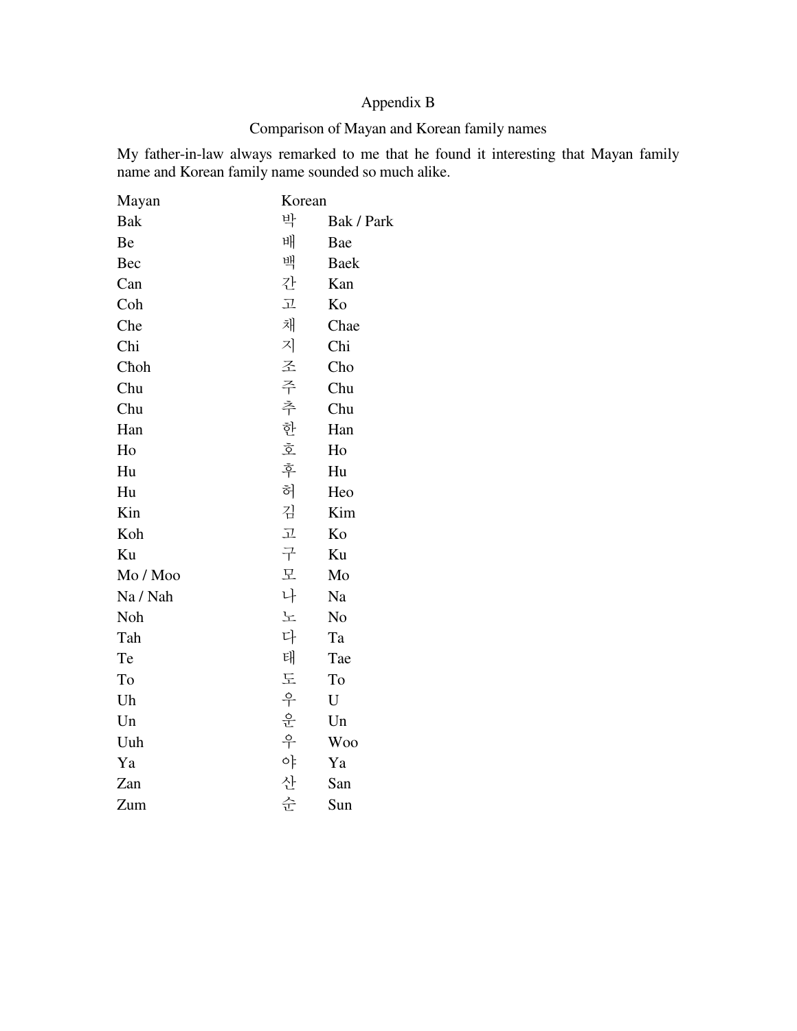Appendix B

Comparison of Mayan and Korean family names

My father-in-law always remarked to me that he found it interesting that Mayan family name and Korean family name sounded so much alike.

| Mayan | Korean | |
|---|---|---|
| Bak | 박 | Bak / Park |
| Be | 배 | Bae |
| Bec | 백 | Baek |
| Can | 간 | Kan |
| Coh | 고 | Ko |
| Che | 채 | Chae |
| Chi | 지 | Chi |
| Cħoh | 조 | Cho |
| Chu | 주 | Chu |
| Chu | 추 | Chu |
| Han | 한 | Han |
| Ho | 호 | Ho |
| Hu | 후 | Hu |
| Hu | 허 | Heo |
| Kin | 김 | Kim |
| Koh | 고 | Ko |
| Ku | 구 | Ku |
| Mo / Moo | 모 | Mo |
| Na / Nah | 나 | Na |
| Noh | 노 | No |
| Tah | 다 | Ta |
| Te | 태 | Tae |
| To | 도 | To |
| Uh | 우 | U |
| Un | 운 | Un |
| Uuh | 우 | Woo |
| Ya | 야 | Ya |
| Zan | 산 | San |
| Zum | 순 | Sun |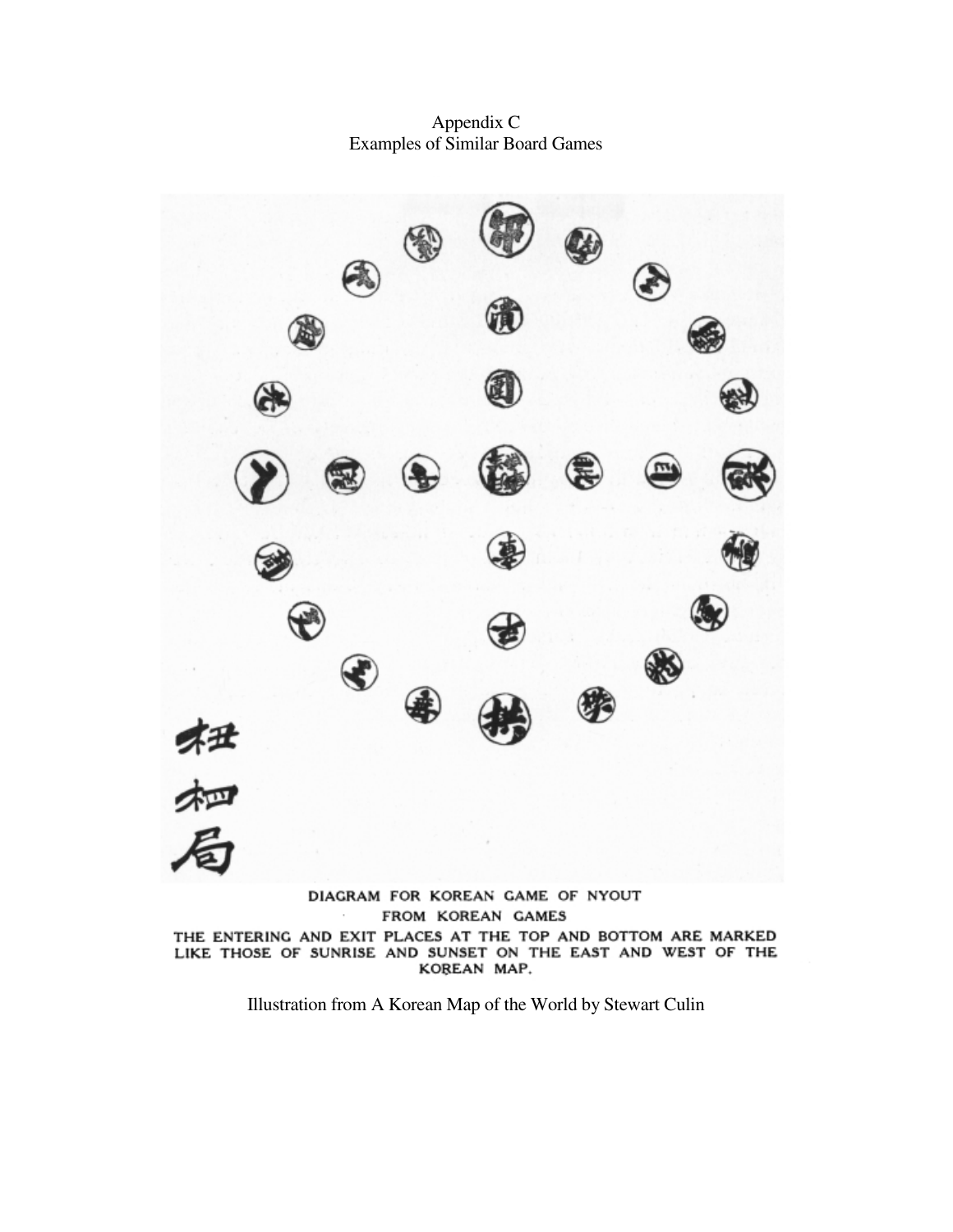Appendix C
Examples of Similar Board Games

DIAGRAM FOR KOREAN GAME OF NYOUT
FROM KOREAN GAMES
THE ENTERING AND EXIT PLACES AT THE TOP AND BOTTOM ARE MARKED LIKE THOSE OF SUNRISE AND SUNSET ON THE EAST AND WEST OF THE KOREAN MAP.

Illustration from A Korean Map of the World by Stewart Culin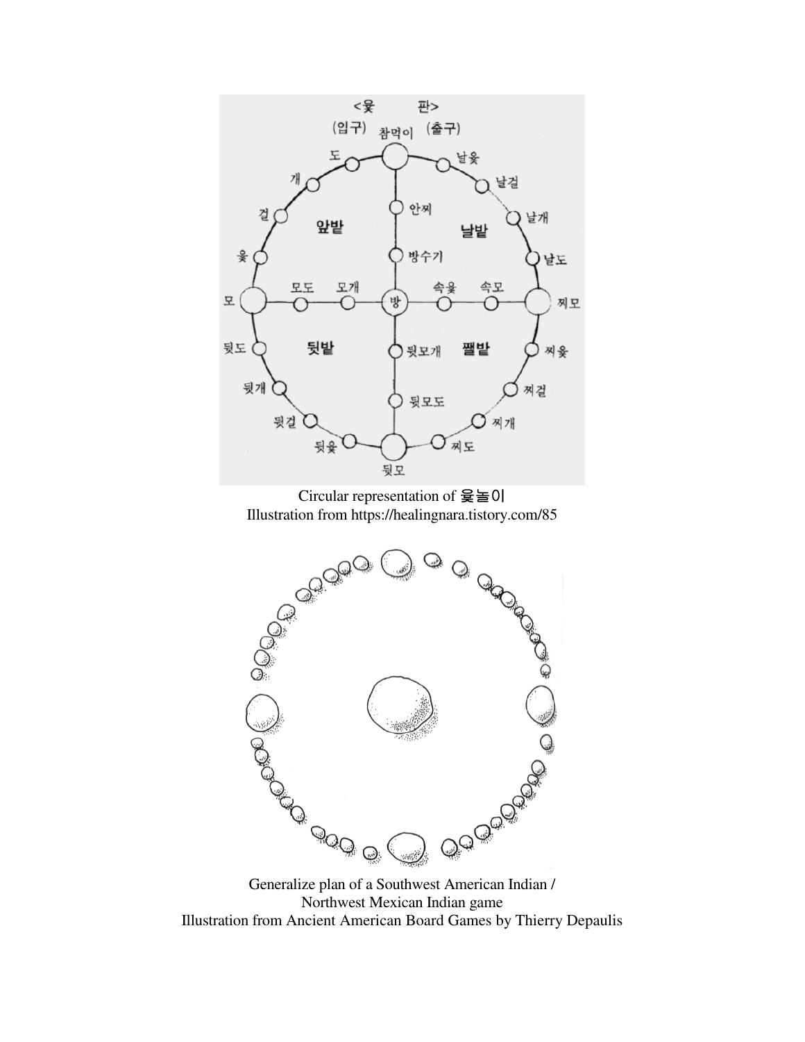Circular representation of 윷놀이
Illustration from https://healingnara.tistory.com/85

Generalize plan of a Southwest American Indian /
Northwest Mexican Indian game
Illustration from Ancient American Board Games by Thierry Depaulis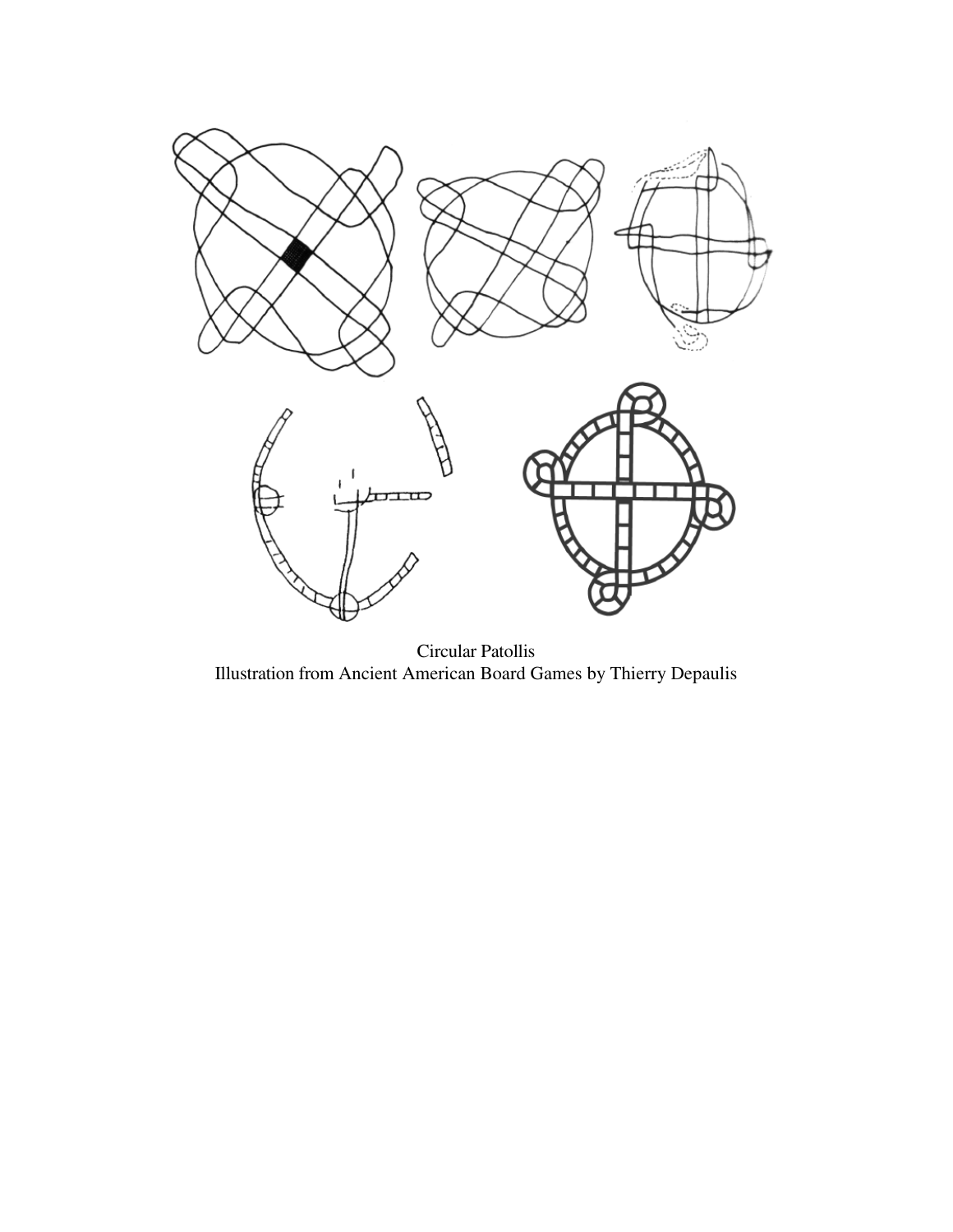Circular Patollis
Illustration from Ancient American Board Games by Thierry Depaulis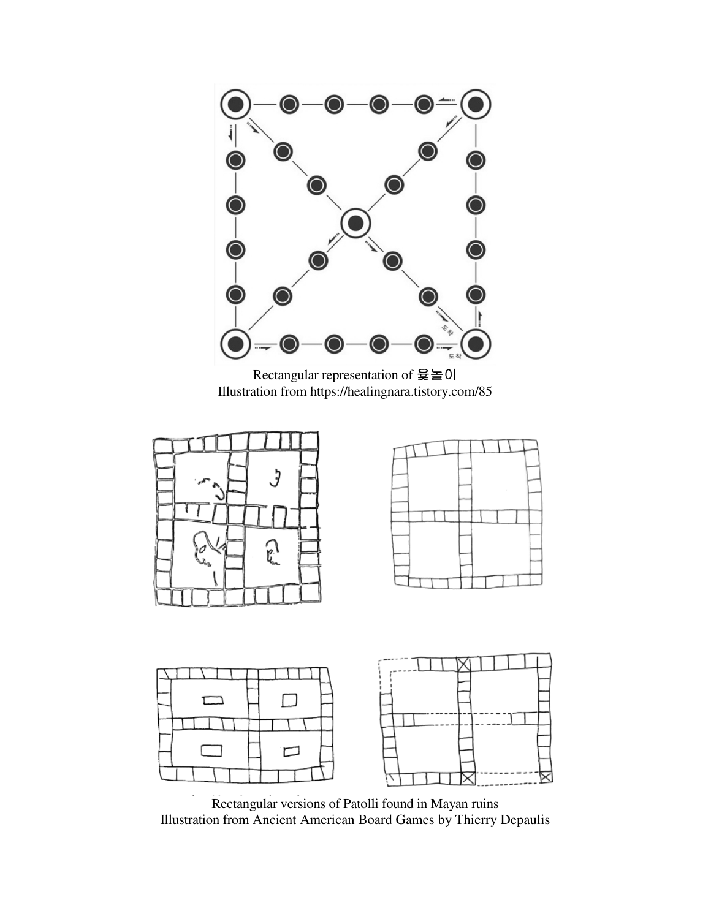Rectangular representation of 윷놀이
Illustration from https://healingnara.tistory.com/85

Rectangular versions of Patolli found in Mayan ruins
Illustration from Ancient American Board Games by Thierry Depaulis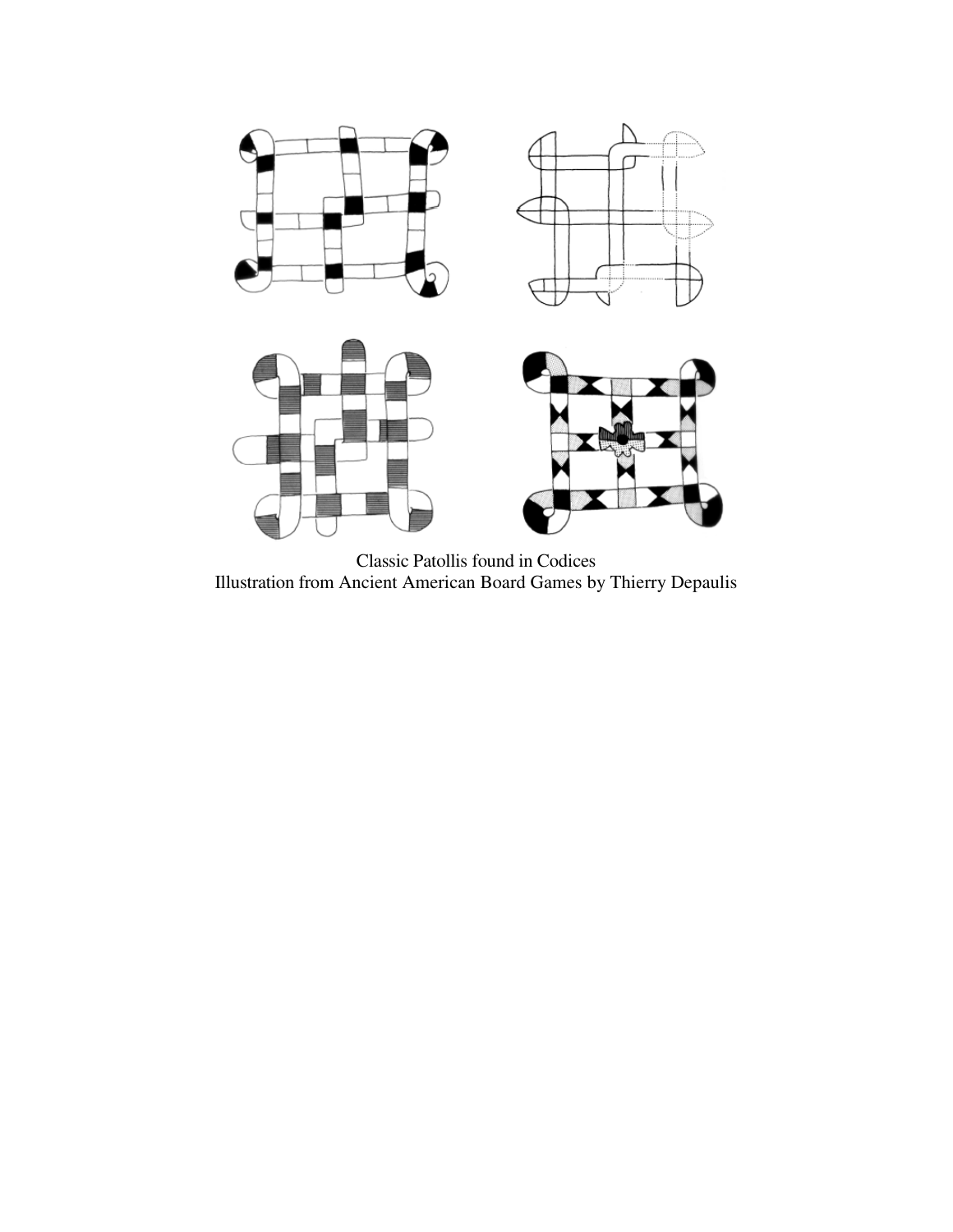Classic Patollis found in Codices
Illustration from Ancient American Board Games by Thierry Depaulis